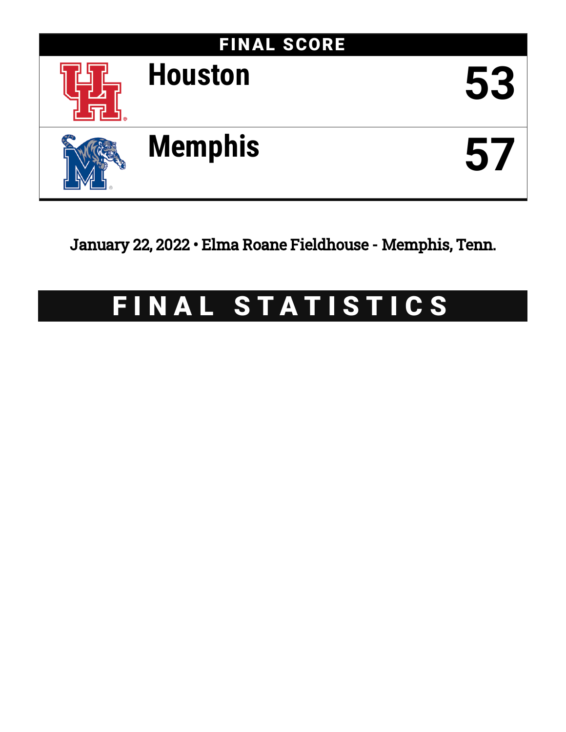## FINAL SCORE

| Team | Score |
|---|---|
| Houston | 53 |
| Memphis | 57 |

January 22, 2022 • Elma Roane Fieldhouse - Memphis, Tenn.

# FINAL STATISTICS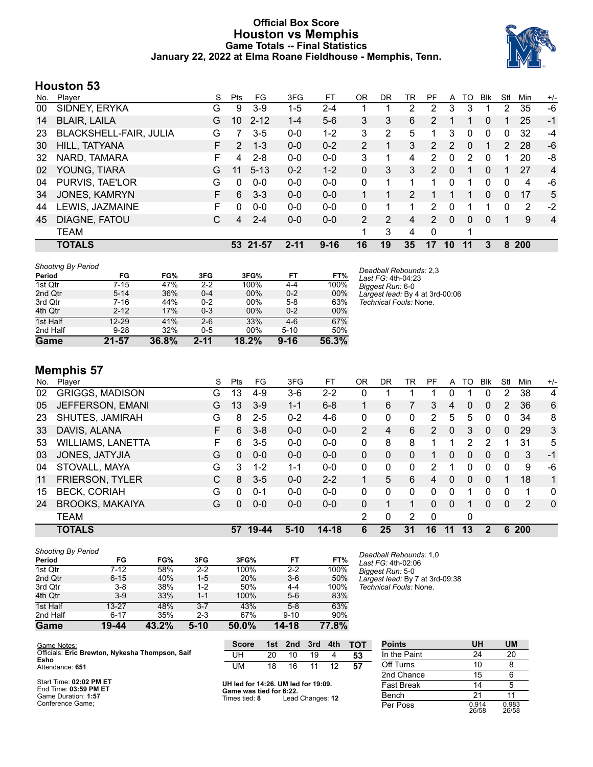# Official Box Score
## Houston vs Memphis
### Game Totals -- Final Statistics
### January 22, 2022 at Elma Roane Fieldhouse - Memphis, Tenn.

## Houston 53

| No. | Player | S | Pts | FG | 3FG | FT | OR | DR | TR | PF | A | TO | Blk | Stl | Min | +/- |
|---|---|---|---|---|---|---|---|---|---|---|---|---|---|---|---|---|
| 00 | SIDNEY, ERYKA | G | 9 | 3-9 | 1-5 | 2-4 | 1 | 1 | 2 | 2 | 3 | 3 | 1 | 2 | 35 | -6 |
| 14 | BLAIR, LAILA | G | 10 | 2-12 | 1-4 | 5-6 | 3 | 3 | 6 | 2 | 1 | 1 | 0 | 1 | 25 | -1 |
| 23 | BLACKSHELL-FAIR, JULIA | G | 7 | 3-5 | 0-0 | 1-2 | 3 | 2 | 5 | 1 | 3 | 0 | 0 | 0 | 32 | -4 |
| 30 | HILL, TATYANA | F | 2 | 1-3 | 0-0 | 0-2 | 2 | 1 | 3 | 2 | 2 | 0 | 1 | 2 | 28 | -6 |
| 32 | NARD, TAMARA | F | 4 | 2-8 | 0-0 | 0-0 | 3 | 1 | 4 | 2 | 0 | 2 | 0 | 1 | 20 | -8 |
| 02 | YOUNG, TIARA | G | 11 | 5-13 | 0-2 | 1-2 | 0 | 3 | 3 | 2 | 0 | 1 | 0 | 1 | 27 | 4 |
| 04 | PURVIS, TAE'LOR | G | 0 | 0-0 | 0-0 | 0-0 | 0 | 1 | 1 | 1 | 0 | 1 | 0 | 0 | 4 | -6 |
| 34 | JONES, KAMRYN | F | 6 | 3-3 | 0-0 | 0-0 | 1 | 1 | 2 | 1 | 1 | 1 | 0 | 0 | 17 | 5 |
| 44 | LEWIS, JAZMAINE | F | 0 | 0-0 | 0-0 | 0-0 | 0 | 1 | 1 | 2 | 0 | 1 | 1 | 0 | 2 | -2 |
| 45 | DIAGNE, FATOU | C | 4 | 2-4 | 0-0 | 0-0 | 2 | 2 | 4 | 2 | 0 | 0 | 0 | 1 | 9 | 4 |
| | TEAM | | | | | | 1 | 3 | 4 | 0 | | 1 | | | | |
| | **TOTALS** | | **53** | **21-57** | **2-11** | **9-16** | **16** | **19** | **35** | **17** | **10** | **11** | **3** | **8** | **200** | |

*Shooting By Period*

| Period | FG | FG% | 3FG | 3FG% | FT | FT% |
|---|---|---|---|---|---|---|
| 1st Qtr | 7-15 | 47% | 2-2 | 100% | 4-4 | 100% |
| 2nd Qtr | 5-14 | 36% | 0-4 | 00% | 0-2 | 00% |
| 3rd Qtr | 7-16 | 44% | 0-2 | 00% | 5-8 | 63% |
| 4th Qtr | 2-12 | 17% | 0-3 | 00% | 0-2 | 00% |
| 1st Half | 12-29 | 41% | 2-6 | 33% | 4-6 | 67% |
| 2nd Half | 9-28 | 32% | 0-5 | 00% | 5-10 | 50% |
| **Game** | **21-57** | **36.8%** | **2-11** | **18.2%** | **9-16** | **56.3%** |

*Deadball Rebounds:* 2,3
*Last FG:* 4th-04:23
*Biggest Run:* 6-0
*Largest lead:* By 4 at 3rd-00:06
*Technical Fouls:* None.

## Memphis 57

| No. | Player | S | Pts | FG | 3FG | FT | OR | DR | TR | PF | A | TO | Blk | Stl | Min | +/- |
|---|---|---|---|---|---|---|---|---|---|---|---|---|---|---|---|---|
| 02 | GRIGGS, MADISON | G | 13 | 4-9 | 3-6 | 2-2 | 0 | 1 | 1 | 1 | 0 | 1 | 0 | 2 | 38 | 4 |
| 05 | JEFFERSON, EMANI | G | 13 | 3-9 | 1-1 | 6-8 | 1 | 6 | 7 | 3 | 4 | 0 | 0 | 2 | 36 | 6 |
| 23 | SHUTES, JAMIRAH | G | 8 | 2-5 | 0-2 | 4-6 | 0 | 0 | 0 | 2 | 5 | 5 | 0 | 0 | 34 | 8 |
| 33 | DAVIS, ALANA | F | 6 | 3-8 | 0-0 | 0-0 | 2 | 4 | 6 | 2 | 0 | 3 | 0 | 0 | 29 | 3 |
| 53 | WILLIAMS, LANETTA | F | 6 | 3-5 | 0-0 | 0-0 | 0 | 8 | 8 | 1 | 1 | 2 | 2 | 1 | 31 | 5 |
| 03 | JONES, JATYJIA | G | 0 | 0-0 | 0-0 | 0-0 | 0 | 0 | 0 | 1 | 0 | 0 | 0 | 0 | 3 | -1 |
| 04 | STOVALL, MAYA | G | 3 | 1-2 | 1-1 | 0-0 | 0 | 0 | 0 | 2 | 1 | 0 | 0 | 0 | 9 | -6 |
| 11 | FRIERSON, TYLER | C | 8 | 3-5 | 0-0 | 2-2 | 1 | 5 | 6 | 4 | 0 | 0 | 0 | 1 | 18 | 1 |
| 15 | BECK, CORIAH | G | 0 | 0-1 | 0-0 | 0-0 | 0 | 0 | 0 | 0 | 0 | 1 | 0 | 0 | 1 | 0 |
| 24 | BROOKS, MAKAIYA | G | 0 | 0-0 | 0-0 | 0-0 | 0 | 1 | 1 | 0 | 0 | 1 | 0 | 0 | 2 | 0 |
| | TEAM | | | | | | 2 | 0 | 2 | 0 | | 0 | | | | |
| | **TOTALS** | | **57** | **19-44** | **5-10** | **14-18** | **6** | **25** | **31** | **16** | **11** | **13** | **2** | **6** | **200** | |

*Shooting By Period*

| Period | FG | FG% | 3FG | 3FG% | FT | FT% |
|---|---|---|---|---|---|---|
| 1st Qtr | 7-12 | 58% | 2-2 | 100% | 2-2 | 100% |
| 2nd Qtr | 6-15 | 40% | 1-5 | 20% | 3-6 | 50% |
| 3rd Qtr | 3-8 | 38% | 1-2 | 50% | 4-4 | 100% |
| 4th Qtr | 3-9 | 33% | 1-1 | 100% | 5-6 | 83% |
| 1st Half | 13-27 | 48% | 3-7 | 43% | 5-8 | 63% |
| 2nd Half | 6-17 | 35% | 2-3 | 67% | 9-10 | 90% |
| **Game** | **19-44** | **43.2%** | **5-10** | **50.0%** | **14-18** | **77.8%** |

*Deadball Rebounds:* 1,0
*Last FG:* 4th-02:06
*Biggest Run:* 5-0
*Largest lead:* By 7 at 3rd-09:38
*Technical Fouls:* None.

Game Notes:
Officials: **Eric Brewton, Nykesha Thompson, Saif Esho**
Attendance: **651**

Start Time: **02:02 PM ET**
End Time: **03:59 PM ET**
Game Duration: **1:57**
Conference Game;

| Score | 1st | 2nd | 3rd | 4th | TOT |
|---|---|---|---|---|---|
| UH | 20 | 10 | 19 | 4 | **53** |
| UM | 18 | 16 | 11 | 12 | **57** |

**UH led for 14:26. UM led for 19:09.**
**Game was tied for 6:22.**
Times tied: **8** Lead Changes: **12**

| Points | UH | UM |
|---|---|---|
| In the Paint | 24 | 20 |
| Off Turns | 10 | 8 |
| 2nd Chance | 15 | 6 |
| Fast Break | 14 | 5 |
| Bench | 21 | 11 |
| Per Poss | 0.914 26/58 | 0.983 26/58 |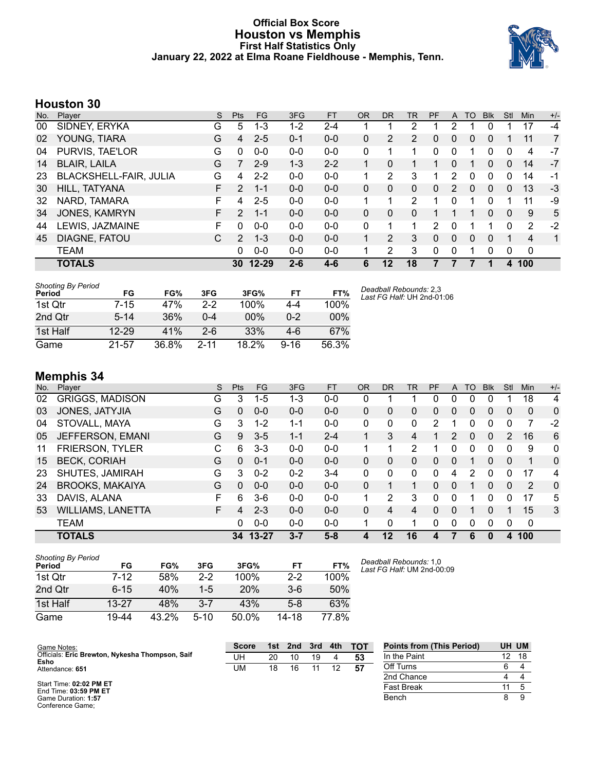# Official Box Score
## Houston vs Memphis
### First Half Statistics Only
### January 22, 2022 at Elma Roane Fieldhouse - Memphis, Tenn.

## Houston 30

| No. | Player | S | Pts | FG | 3FG | FT | OR | DR | TR | PF | A | TO | Blk | Stl | Min | +/- |
|---|---|---|---|---|---|---|---|---|---|---|---|---|---|---|---|---|
| 00 | SIDNEY, ERYKA | G | 5 | 1-3 | 1-2 | 2-4 | 1 | 1 | 2 | 1 | 2 | 1 | 0 | 1 | 17 | -4 |
| 02 | YOUNG, TIARA | G | 4 | 2-5 | 0-1 | 0-0 | 0 | 2 | 2 | 0 | 0 | 0 | 0 | 1 | 11 | 7 |
| 04 | PURVIS, TAE'LOR | G | 0 | 0-0 | 0-0 | 0-0 | 0 | 1 | 1 | 0 | 0 | 1 | 0 | 0 | 4 | -7 |
| 14 | BLAIR, LAILA | G | 7 | 2-9 | 1-3 | 2-2 | 1 | 0 | 1 | 1 | 0 | 1 | 0 | 0 | 14 | -7 |
| 23 | BLACKSHELL-FAIR, JULIA | G | 4 | 2-2 | 0-0 | 0-0 | 1 | 2 | 3 | 1 | 2 | 0 | 0 | 0 | 14 | -1 |
| 30 | HILL, TATYANA | F | 2 | 1-1 | 0-0 | 0-0 | 0 | 0 | 0 | 0 | 2 | 0 | 0 | 0 | 13 | -3 |
| 32 | NARD, TAMARA | F | 4 | 2-5 | 0-0 | 0-0 | 1 | 1 | 2 | 1 | 0 | 1 | 0 | 1 | 11 | -9 |
| 34 | JONES, KAMRYN | F | 2 | 1-1 | 0-0 | 0-0 | 0 | 0 | 0 | 1 | 1 | 1 | 0 | 0 | 9 | 5 |
| 44 | LEWIS, JAZMAINE | F | 0 | 0-0 | 0-0 | 0-0 | 0 | 1 | 1 | 2 | 0 | 1 | 1 | 0 | 2 | -2 |
| 45 | DIAGNE, FATOU | C | 2 | 1-3 | 0-0 | 0-0 | 1 | 2 | 3 | 0 | 0 | 0 | 0 | 1 | 4 | 1 |
| | TEAM | | 0 | 0-0 | 0-0 | 0-0 | 1 | 2 | 3 | 0 | 0 | 1 | 0 | 0 | 0 | |
| | **TOTALS** | | **30** | **12-29** | **2-6** | **4-6** | **6** | **12** | **18** | **7** | **7** | **7** | **1** | **4** | **100** | |

| Shooting By Period Period | FG | FG% | 3FG | 3FG% | FT | FT% |
|---|---|---|---|---|---|---|
| 1st Qtr | 7-15 | 47% | 2-2 | 100% | 4-4 | 100% |
| 2nd Qtr | 5-14 | 36% | 0-4 | 00% | 0-2 | 00% |
| 1st Half | 12-29 | 41% | 2-6 | 33% | 4-6 | 67% |
| Game | 21-57 | 36.8% | 2-11 | 18.2% | 9-16 | 56.3% |

*Deadball Rebounds:* 2,3
*Last FG Half:* UH 2nd-01:06

## Memphis 34

| No. | Player | S | Pts | FG | 3FG | FT | OR | DR | TR | PF | A | TO | Blk | Stl | Min | +/- |
|---|---|---|---|---|---|---|---|---|---|---|---|---|---|---|---|---|
| 02 | GRIGGS, MADISON | G | 3 | 1-5 | 1-3 | 0-0 | 0 | 1 | 1 | 0 | 0 | 0 | 0 | 1 | 18 | 4 |
| 03 | JONES, JATYJIA | G | 0 | 0-0 | 0-0 | 0-0 | 0 | 0 | 0 | 0 | 0 | 0 | 0 | 0 | 0 | 0 |
| 04 | STOVALL, MAYA | G | 3 | 1-2 | 1-1 | 0-0 | 0 | 0 | 0 | 2 | 1 | 0 | 0 | 0 | 7 | -2 |
| 05 | JEFFERSON, EMANI | G | 9 | 3-5 | 1-1 | 2-4 | 1 | 3 | 4 | 1 | 2 | 0 | 0 | 2 | 16 | 6 |
| 11 | FRIERSON, TYLER | C | 6 | 3-3 | 0-0 | 0-0 | 1 | 1 | 2 | 1 | 0 | 0 | 0 | 0 | 9 | 0 |
| 15 | BECK, CORIAH | G | 0 | 0-1 | 0-0 | 0-0 | 0 | 0 | 0 | 0 | 0 | 1 | 0 | 0 | 1 | 0 |
| 23 | SHUTES, JAMIRAH | G | 3 | 0-2 | 0-2 | 3-4 | 0 | 0 | 0 | 0 | 4 | 2 | 0 | 0 | 17 | 4 |
| 24 | BROOKS, MAKAIYA | G | 0 | 0-0 | 0-0 | 0-0 | 0 | 1 | 1 | 0 | 0 | 1 | 0 | 0 | 2 | 0 |
| 33 | DAVIS, ALANA | F | 6 | 3-6 | 0-0 | 0-0 | 1 | 2 | 3 | 0 | 0 | 1 | 0 | 0 | 17 | 5 |
| 53 | WILLIAMS, LANETTA | F | 4 | 2-3 | 0-0 | 0-0 | 0 | 4 | 4 | 0 | 0 | 1 | 0 | 1 | 15 | 3 |
| | TEAM | | 0 | 0-0 | 0-0 | 0-0 | 1 | 0 | 1 | 0 | 0 | 0 | 0 | 0 | 0 | |
| | **TOTALS** | | **34** | **13-27** | **3-7** | **5-8** | **4** | **12** | **16** | **4** | **7** | **6** | **0** | **4** | **100** | |

| Shooting By Period Period | FG | FG% | 3FG | 3FG% | FT | FT% |
|---|---|---|---|---|---|---|
| 1st Qtr | 7-12 | 58% | 2-2 | 100% | 2-2 | 100% |
| 2nd Qtr | 6-15 | 40% | 1-5 | 20% | 3-6 | 50% |
| 1st Half | 13-27 | 48% | 3-7 | 43% | 5-8 | 63% |
| Game | 19-44 | 43.2% | 5-10 | 50.0% | 14-18 | 77.8% |

*Deadball Rebounds:* 1,0
*Last FG Half:* UM 2nd-00:09

Game Notes:
Officials: **Eric Brewton, Nykesha Thompson, Saif Esho**
Attendance: **651**

Start Time: **02:02 PM ET**
End Time: **03:59 PM ET**
Game Duration: **1:57**
Conference Game;

| Score | 1st | 2nd | 3rd | 4th | TOT |
|---|---|---|---|---|---|
| UH | 20 | 10 | 19 | 4 | **53** |
| UM | 18 | 16 | 11 | 12 | **57** |

| Points from (This Period) | UH | UM |
|---|---|---|
| In the Paint | 12 | 18 |
| Off Turns | 6 | 4 |
| 2nd Chance | 4 | 4 |
| Fast Break | 11 | 5 |
| Bench | 8 | 9 |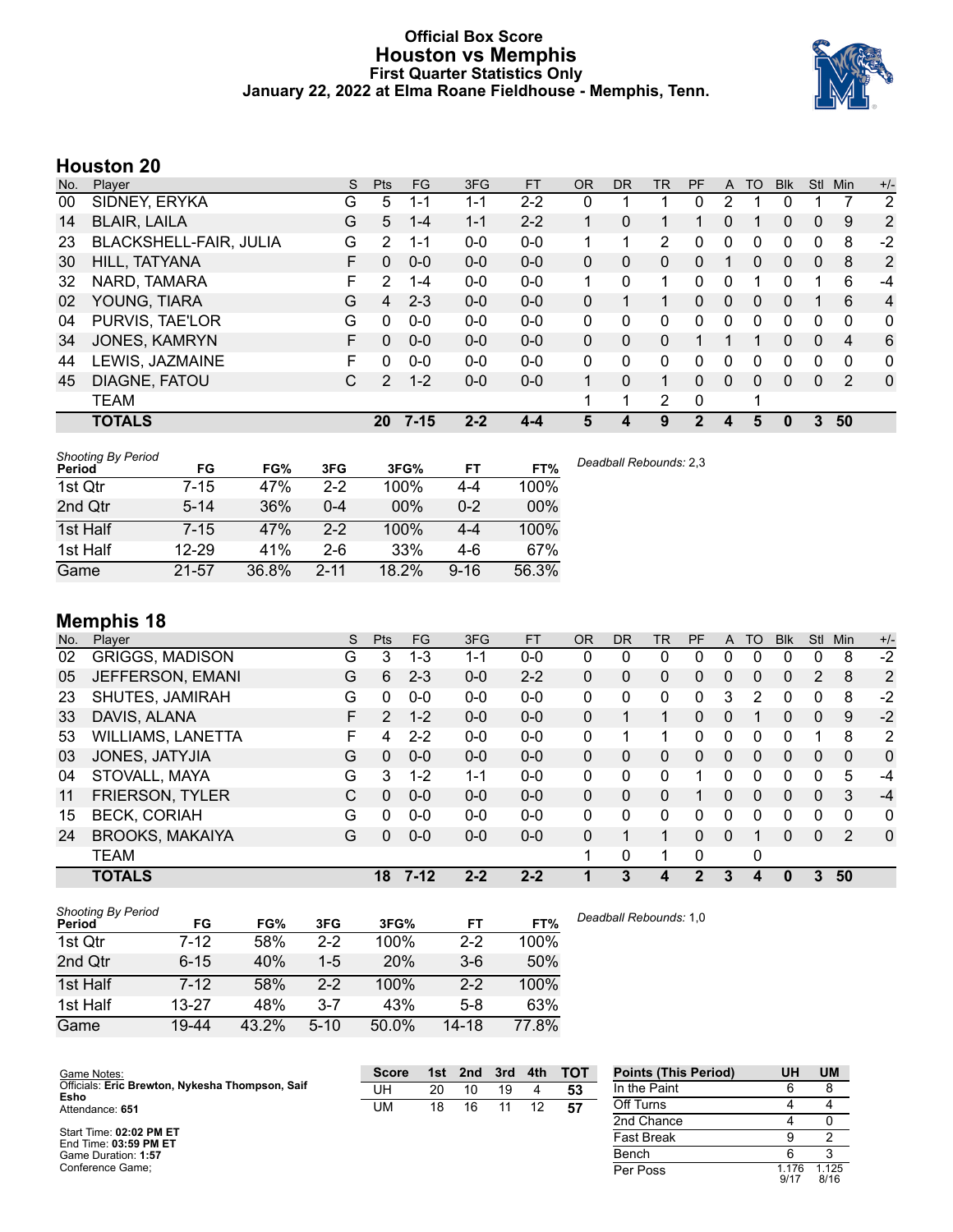# Official Box Score
## Houston vs Memphis
### First Quarter Statistics Only
### January 22, 2022 at Elma Roane Fieldhouse - Memphis, Tenn.

## Houston 20

| No. | Player | S | Pts | FG | 3FG | FT | OR | DR | TR | PF | A | TO | Blk | Stl | Min | +/- |
|---|---|---|---|---|---|---|---|---|---|---|---|---|---|---|---|---|
| 00 | SIDNEY, ERYKA | G | 5 | 1-1 | 1-1 | 2-2 | 0 | 1 | 1 | 0 | 2 | 1 | 0 | 1 | 7 | 2 |
| 14 | BLAIR, LAILA | G | 5 | 1-4 | 1-1 | 2-2 | 1 | 0 | 1 | 1 | 0 | 1 | 0 | 0 | 9 | 2 |
| 23 | BLACKSHELL-FAIR, JULIA | G | 2 | 1-1 | 0-0 | 0-0 | 1 | 1 | 2 | 0 | 0 | 0 | 0 | 0 | 8 | -2 |
| 30 | HILL, TATYANA | F | 0 | 0-0 | 0-0 | 0-0 | 0 | 0 | 0 | 0 | 1 | 0 | 0 | 0 | 8 | 2 |
| 32 | NARD, TAMARA | F | 2 | 1-4 | 0-0 | 0-0 | 1 | 0 | 1 | 0 | 0 | 1 | 0 | 1 | 6 | -4 |
| 02 | YOUNG, TIARA | G | 4 | 2-3 | 0-0 | 0-0 | 0 | 1 | 1 | 0 | 0 | 0 | 0 | 1 | 6 | 4 |
| 04 | PURVIS, TAE'LOR | G | 0 | 0-0 | 0-0 | 0-0 | 0 | 0 | 0 | 0 | 0 | 0 | 0 | 0 | 0 | 0 |
| 34 | JONES, KAMRYN | F | 0 | 0-0 | 0-0 | 0-0 | 0 | 0 | 0 | 1 | 1 | 1 | 0 | 0 | 4 | 6 |
| 44 | LEWIS, JAZMAINE | F | 0 | 0-0 | 0-0 | 0-0 | 0 | 0 | 0 | 0 | 0 | 0 | 0 | 0 | 0 | 0 |
| 45 | DIAGNE, FATOU | C | 2 | 1-2 | 0-0 | 0-0 | 1 | 0 | 1 | 0 | 0 | 0 | 0 | 0 | 2 | 0 |
| | TEAM | | | | | | 1 | 1 | 2 | 0 | | 1 | | | | |
| | **TOTALS** | | **20** | **7-15** | **2-2** | **4-4** | **5** | **4** | **9** | **2** | **4** | **5** | **0** | **3** | **50** | |

| Shooting By Period Period | FG | FG% | 3FG | 3FG% | FT | FT% |
|---|---|---|---|---|---|---|
| 1st Qtr | 7-15 | 47% | 2-2 | 100% | 4-4 | 100% |
| 2nd Qtr | 5-14 | 36% | 0-4 | 00% | 0-2 | 00% |
| 1st Half | 7-15 | 47% | 2-2 | 100% | 4-4 | 100% |
| 1st Half | 12-29 | 41% | 2-6 | 33% | 4-6 | 67% |
| Game | 21-57 | 36.8% | 2-11 | 18.2% | 9-16 | 56.3% |

*Deadball Rebounds:* 2,3

## Memphis 18

| No. | Player | S | Pts | FG | 3FG | FT | OR | DR | TR | PF | A | TO | Blk | Stl | Min | +/- |
|---|---|---|---|---|---|---|---|---|---|---|---|---|---|---|---|---|
| 02 | GRIGGS, MADISON | G | 3 | 1-3 | 1-1 | 0-0 | 0 | 0 | 0 | 0 | 0 | 0 | 0 | 0 | 8 | -2 |
| 05 | JEFFERSON, EMANI | G | 6 | 2-3 | 0-0 | 2-2 | 0 | 0 | 0 | 0 | 0 | 0 | 0 | 2 | 8 | 2 |
| 23 | SHUTES, JAMIRAH | G | 0 | 0-0 | 0-0 | 0-0 | 0 | 0 | 0 | 0 | 3 | 2 | 0 | 0 | 8 | -2 |
| 33 | DAVIS, ALANA | F | 2 | 1-2 | 0-0 | 0-0 | 0 | 1 | 1 | 0 | 0 | 1 | 0 | 0 | 9 | -2 |
| 53 | WILLIAMS, LANETTA | F | 4 | 2-2 | 0-0 | 0-0 | 0 | 1 | 1 | 0 | 0 | 0 | 0 | 1 | 8 | 2 |
| 03 | JONES, JATYJIA | G | 0 | 0-0 | 0-0 | 0-0 | 0 | 0 | 0 | 0 | 0 | 0 | 0 | 0 | 0 | 0 |
| 04 | STOVALL, MAYA | G | 3 | 1-2 | 1-1 | 0-0 | 0 | 0 | 0 | 1 | 0 | 0 | 0 | 0 | 5 | -4 |
| 11 | FRIERSON, TYLER | C | 0 | 0-0 | 0-0 | 0-0 | 0 | 0 | 0 | 1 | 0 | 0 | 0 | 0 | 3 | -4 |
| 15 | BECK, CORIAH | G | 0 | 0-0 | 0-0 | 0-0 | 0 | 0 | 0 | 0 | 0 | 0 | 0 | 0 | 0 | 0 |
| 24 | BROOKS, MAKAIYA | G | 0 | 0-0 | 0-0 | 0-0 | 0 | 1 | 1 | 0 | 0 | 1 | 0 | 0 | 2 | 0 |
| | TEAM | | | | | | 1 | 0 | 1 | 0 | | 0 | | | | |
| | **TOTALS** | | **18** | **7-12** | **2-2** | **2-2** | **1** | **3** | **4** | **2** | **3** | **4** | **0** | **3** | **50** | |

| Shooting By Period Period | FG | FG% | 3FG | 3FG% | FT | FT% |
|---|---|---|---|---|---|---|
| 1st Qtr | 7-12 | 58% | 2-2 | 100% | 2-2 | 100% |
| 2nd Qtr | 6-15 | 40% | 1-5 | 20% | 3-6 | 50% |
| 1st Half | 7-12 | 58% | 2-2 | 100% | 2-2 | 100% |
| 1st Half | 13-27 | 48% | 3-7 | 43% | 5-8 | 63% |
| Game | 19-44 | 43.2% | 5-10 | 50.0% | 14-18 | 77.8% |

*Deadball Rebounds:* 1,0

Game Notes:
Officials: **Eric Brewton, Nykesha Thompson, Saif Esho**
Attendance: **651**

Start Time: **02:02 PM ET**
End Time: **03:59 PM ET**
Game Duration: **1:57**
Conference Game;

| Score | 1st | 2nd | 3rd | 4th | TOT |
|---|---|---|---|---|---|
| UH | 20 | 10 | 19 | 4 | **53** |
| UM | 18 | 16 | 11 | 12 | **57** |

| Points (This Period) | UH | UM |
|---|---|---|
| In the Paint | 6 | 8 |
| Off Turns | 4 | 4 |
| 2nd Chance | 4 | 0 |
| Fast Break | 9 | 2 |
| Bench | 6 | 3 |
| Per Poss | 1.176 9/17 | 1.125 8/16 |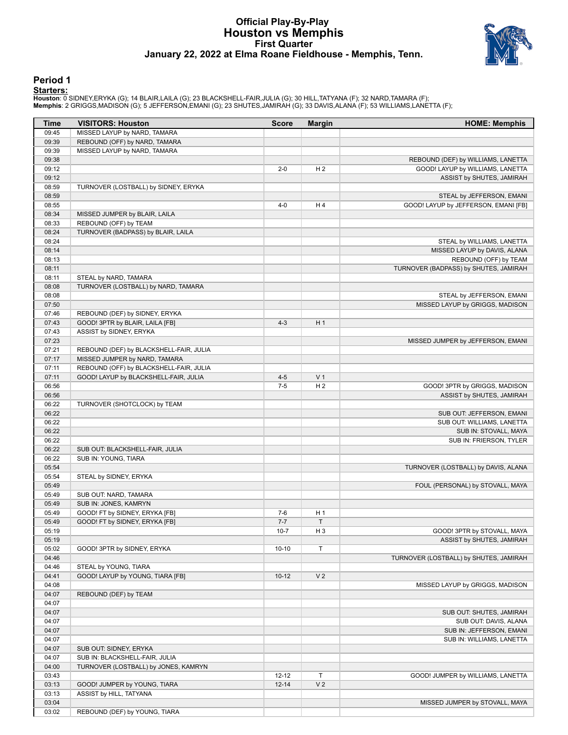# Official Play-By-Play
## Houston vs Memphis
### First Quarter
### January 22, 2022 at Elma Roane Fieldhouse - Memphis, Tenn.

## Period 1

**Starters:**

**Houston**: 0 SIDNEY,ERYKA (G); 14 BLAIR,LAILA (G); 23 BLACKSHELL-FAIR,JULIA (G); 30 HILL,TATYANA (F); 32 NARD,TAMARA (F);
**Memphis**: 2 GRIGGS,MADISON (G); 5 JEFFERSON,EMANI (G); 23 SHUTES,JAMIRAH (G); 33 DAVIS,ALANA (F); 53 WILLIAMS,LANETTA (F);

| Time | VISITORS: Houston | Score | Margin | HOME: Memphis |
|---|---|---|---|---|
| 09:45 | MISSED LAYUP by NARD, TAMARA | | | |
| 09:39 | REBOUND (OFF) by NARD, TAMARA | | | |
| 09:39 | MISSED LAYUP by NARD, TAMARA | | | |
| 09:38 | | | | REBOUND (DEF) by WILLIAMS, LANETTA |
| 09:12 | | 2-0 | H 2 | GOOD! LAYUP by WILLIAMS, LANETTA |
| 09:12 | | | | ASSIST by SHUTES, JAMIRAH |
| 08:59 | TURNOVER (LOSTBALL) by SIDNEY, ERYKA | | | |
| 08:59 | | | | STEAL by JEFFERSON, EMANI |
| 08:55 | | 4-0 | H 4 | GOOD! LAYUP by JEFFERSON, EMANI [FB] |
| 08:34 | MISSED JUMPER by BLAIR, LAILA | | | |
| 08:33 | REBOUND (OFF) by TEAM | | | |
| 08:24 | TURNOVER (BADPASS) by BLAIR, LAILA | | | |
| 08:24 | | | | STEAL by WILLIAMS, LANETTA |
| 08:14 | | | | MISSED LAYUP by DAVIS, ALANA |
| 08:13 | | | | REBOUND (OFF) by TEAM |
| 08:11 | | | | TURNOVER (BADPASS) by SHUTES, JAMIRAH |
| 08:11 | STEAL by NARD, TAMARA | | | |
| 08:08 | TURNOVER (LOSTBALL) by NARD, TAMARA | | | |
| 08:08 | | | | STEAL by JEFFERSON, EMANI |
| 07:50 | | | | MISSED LAYUP by GRIGGS, MADISON |
| 07:46 | REBOUND (DEF) by SIDNEY, ERYKA | | | |
| 07:43 | GOOD! 3PTR by BLAIR, LAILA [FB] | 4-3 | H 1 | |
| 07:43 | ASSIST by SIDNEY, ERYKA | | | |
| 07:23 | | | | MISSED JUMPER by JEFFERSON, EMANI |
| 07:21 | REBOUND (DEF) by BLACKSHELL-FAIR, JULIA | | | |
| 07:17 | MISSED JUMPER by NARD, TAMARA | | | |
| 07:11 | REBOUND (OFF) by BLACKSHELL-FAIR, JULIA | | | |
| 07:11 | GOOD! LAYUP by BLACKSHELL-FAIR, JULIA | 4-5 | V 1 | |
| 06:56 | | 7-5 | H 2 | GOOD! 3PTR by GRIGGS, MADISON |
| 06:56 | | | | ASSIST by SHUTES, JAMIRAH |
| 06:22 | TURNOVER (SHOTCLOCK) by TEAM | | | |
| 06:22 | | | | SUB OUT: JEFFERSON, EMANI |
| 06:22 | | | | SUB OUT: WILLIAMS, LANETTA |
| 06:22 | | | | SUB IN: STOVALL, MAYA |
| 06:22 | | | | SUB IN: FRIERSON, TYLER |
| 06:22 | SUB OUT: BLACKSHELL-FAIR, JULIA | | | |
| 06:22 | SUB IN: YOUNG, TIARA | | | |
| 05:54 | | | | TURNOVER (LOSTBALL) by DAVIS, ALANA |
| 05:54 | STEAL by SIDNEY, ERYKA | | | |
| 05:49 | | | | FOUL (PERSONAL) by STOVALL, MAYA |
| 05:49 | SUB OUT: NARD, TAMARA | | | |
| 05:49 | SUB IN: JONES, KAMRYN | | | |
| 05:49 | GOOD! FT by SIDNEY, ERYKA [FB] | 7-6 | H 1 | |
| 05:49 | GOOD! FT by SIDNEY, ERYKA [FB] | 7-7 | T | |
| 05:19 | | 10-7 | H 3 | GOOD! 3PTR by STOVALL, MAYA |
| 05:19 | | | | ASSIST by SHUTES, JAMIRAH |
| 05:02 | GOOD! 3PTR by SIDNEY, ERYKA | 10-10 | T | |
| 04:46 | | | | TURNOVER (LOSTBALL) by SHUTES, JAMIRAH |
| 04:46 | STEAL by YOUNG, TIARA | | | |
| 04:41 | GOOD! LAYUP by YOUNG, TIARA [FB] | 10-12 | V 2 | |
| 04:08 | | | | MISSED LAYUP by GRIGGS, MADISON |
| 04:07 | REBOUND (DEF) by TEAM | | | |
| 04:07 | | | | |
| 04:07 | | | | SUB OUT: SHUTES, JAMIRAH |
| 04:07 | | | | SUB OUT: DAVIS, ALANA |
| 04:07 | | | | SUB IN: JEFFERSON, EMANI |
| 04:07 | | | | SUB IN: WILLIAMS, LANETTA |
| 04:07 | SUB OUT: SIDNEY, ERYKA | | | |
| 04:07 | SUB IN: BLACKSHELL-FAIR, JULIA | | | |
| 04:00 | TURNOVER (LOSTBALL) by JONES, KAMRYN | | | |
| 03:43 | | 12-12 | T | GOOD! JUMPER by WILLIAMS, LANETTA |
| 03:13 | GOOD! JUMPER by YOUNG, TIARA | 12-14 | V 2 | |
| 03:13 | ASSIST by HILL, TATYANA | | | |
| 03:04 | | | | MISSED JUMPER by STOVALL, MAYA |
| 03:02 | REBOUND (DEF) by YOUNG, TIARA | | | |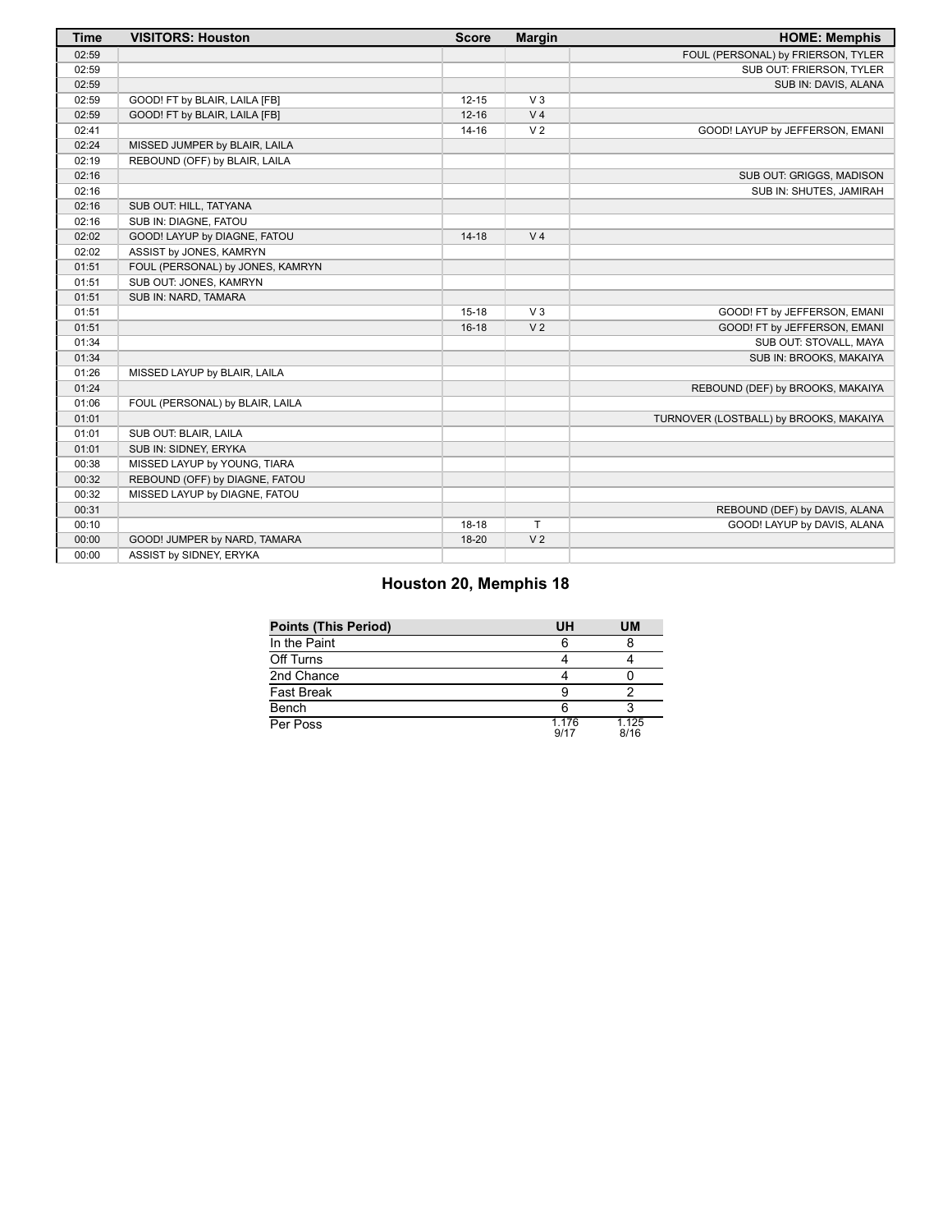| Time | VISITORS: Houston | Score | Margin | HOME: Memphis |
| --- | --- | --- | --- | --- |
| 02:59 | | | | FOUL (PERSONAL) by FRIERSON, TYLER |
| 02:59 | | | | SUB OUT: FRIERSON, TYLER |
| 02:59 | | | | SUB IN: DAVIS, ALANA |
| 02:59 | GOOD! FT by BLAIR, LAILA [FB] | 12-15 | V 3 | |
| 02:59 | GOOD! FT by BLAIR, LAILA [FB] | 12-16 | V 4 | |
| 02:41 | | 14-16 | V 2 | GOOD! LAYUP by JEFFERSON, EMANI |
| 02:24 | MISSED JUMPER by BLAIR, LAILA | | | |
| 02:19 | REBOUND (OFF) by BLAIR, LAILA | | | |
| 02:16 | | | | SUB OUT: GRIGGS, MADISON |
| 02:16 | | | | SUB IN: SHUTES, JAMIRAH |
| 02:16 | SUB OUT: HILL, TATYANA | | | |
| 02:16 | SUB IN: DIAGNE, FATOU | | | |
| 02:02 | GOOD! LAYUP by DIAGNE, FATOU | 14-18 | V 4 | |
| 02:02 | ASSIST by JONES, KAMRYN | | | |
| 01:51 | FOUL (PERSONAL) by JONES, KAMRYN | | | |
| 01:51 | SUB OUT: JONES, KAMRYN | | | |
| 01:51 | SUB IN: NARD, TAMARA | | | |
| 01:51 | | 15-18 | V 3 | GOOD! FT by JEFFERSON, EMANI |
| 01:51 | | 16-18 | V 2 | GOOD! FT by JEFFERSON, EMANI |
| 01:34 | | | | SUB OUT: STOVALL, MAYA |
| 01:34 | | | | SUB IN: BROOKS, MAKAIYA |
| 01:26 | MISSED LAYUP by BLAIR, LAILA | | | |
| 01:24 | | | | REBOUND (DEF) by BROOKS, MAKAIYA |
| 01:06 | FOUL (PERSONAL) by BLAIR, LAILA | | | |
| 01:01 | | | | TURNOVER (LOSTBALL) by BROOKS, MAKAIYA |
| 01:01 | SUB OUT: BLAIR, LAILA | | | |
| 01:01 | SUB IN: SIDNEY, ERYKA | | | |
| 00:38 | MISSED LAYUP by YOUNG, TIARA | | | |
| 00:32 | REBOUND (OFF) by DIAGNE, FATOU | | | |
| 00:32 | MISSED LAYUP by DIAGNE, FATOU | | | |
| 00:31 | | | | REBOUND (DEF) by DAVIS, ALANA |
| 00:10 | | 18-18 | T | GOOD! LAYUP by DAVIS, ALANA |
| 00:00 | GOOD! JUMPER by NARD, TAMARA | 18-20 | V 2 | |
| 00:00 | ASSIST by SIDNEY, ERYKA | | | |

## Houston 20, Memphis 18

| Points (This Period) | UH | UM |
| --- | --- | --- |
| In the Paint | 6 | 8 |
| Off Turns | 4 | 4 |
| 2nd Chance | 4 | 0 |
| Fast Break | 9 | 2 |
| Bench | 6 | 3 |
| Per Poss | 1.176 9/17 | 1.125 8/16 |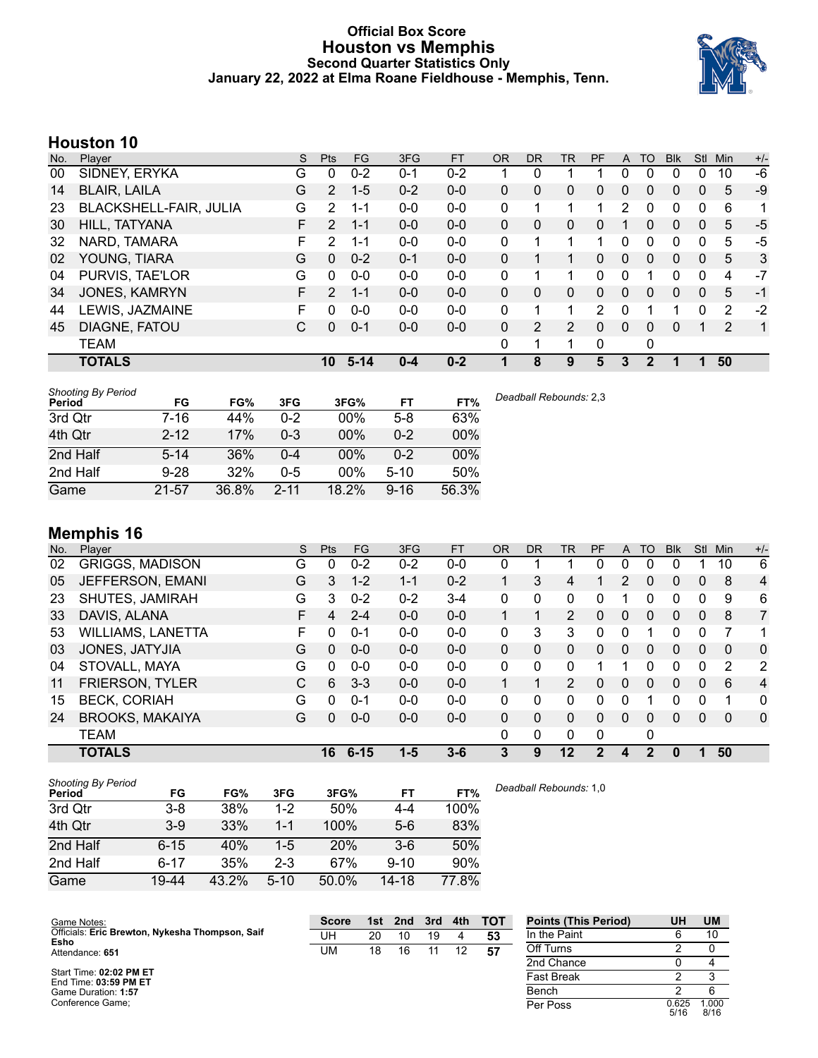# Official Box Score
# Houston vs Memphis
## Second Quarter Statistics Only
### January 22, 2022 at Elma Roane Fieldhouse - Memphis, Tenn.

## Houston 10

| No. | Player | S | Pts | FG | 3FG | FT | OR | DR | TR | PF | A | TO | Blk | Stl | Min | +/- |
|---|---|---|---|---|---|---|---|---|---|---|---|---|---|---|---|---|
| 00 | SIDNEY, ERYKA | G | 0 | 0-2 | 0-1 | 0-2 | 1 | 0 | 1 | 1 | 0 | 0 | 0 | 0 | 10 | -6 |
| 14 | BLAIR, LAILA | G | 2 | 1-5 | 0-2 | 0-0 | 0 | 0 | 0 | 0 | 0 | 0 | 0 | 0 | 5 | -9 |
| 23 | BLACKSHELL-FAIR, JULIA | G | 2 | 1-1 | 0-0 | 0-0 | 0 | 1 | 1 | 1 | 2 | 0 | 0 | 0 | 6 | 1 |
| 30 | HILL, TATYANA | F | 2 | 1-1 | 0-0 | 0-0 | 0 | 0 | 0 | 0 | 1 | 0 | 0 | 0 | 5 | -5 |
| 32 | NARD, TAMARA | F | 2 | 1-1 | 0-0 | 0-0 | 0 | 1 | 1 | 1 | 0 | 0 | 0 | 0 | 5 | -5 |
| 02 | YOUNG, TIARA | G | 0 | 0-2 | 0-1 | 0-0 | 0 | 1 | 1 | 0 | 0 | 0 | 0 | 0 | 5 | 3 |
| 04 | PURVIS, TAE'LOR | G | 0 | 0-0 | 0-0 | 0-0 | 0 | 1 | 1 | 0 | 0 | 1 | 0 | 0 | 4 | -7 |
| 34 | JONES, KAMRYN | F | 2 | 1-1 | 0-0 | 0-0 | 0 | 0 | 0 | 0 | 0 | 0 | 0 | 0 | 5 | -1 |
| 44 | LEWIS, JAZMAINE | F | 0 | 0-0 | 0-0 | 0-0 | 0 | 1 | 1 | 2 | 0 | 1 | 1 | 0 | 2 | -2 |
| 45 | DIAGNE, FATOU | C | 0 | 0-1 | 0-0 | 0-0 | 0 | 2 | 2 | 0 | 0 | 0 | 0 | 1 | 2 | 1 |
| | TEAM | | | | | | 0 | 1 | 1 | 0 | | 0 | | | | |
| | **TOTALS** | | **10** | **5-14** | **0-4** | **0-2** | **1** | **8** | **9** | **5** | **3** | **2** | **1** | **1** | **50** | |

| Shooting By Period Period | FG | FG% | 3FG | 3FG% | FT | FT% |
|---|---|---|---|---|---|---|
| 3rd Qtr | 7-16 | 44% | 0-2 | 00% | 5-8 | 63% |
| 4th Qtr | 2-12 | 17% | 0-3 | 00% | 0-2 | 00% |
| 2nd Half | 5-14 | 36% | 0-4 | 00% | 0-2 | 00% |
| 2nd Half | 9-28 | 32% | 0-5 | 00% | 5-10 | 50% |
| Game | 21-57 | 36.8% | 2-11 | 18.2% | 9-16 | 56.3% |

*Deadball Rebounds:* 2,3

## Memphis 16

| No. | Player | S | Pts | FG | 3FG | FT | OR | DR | TR | PF | A | TO | Blk | Stl | Min | +/- |
|---|---|---|---|---|---|---|---|---|---|---|---|---|---|---|---|---|
| 02 | GRIGGS, MADISON | G | 0 | 0-2 | 0-2 | 0-0 | 0 | 1 | 1 | 0 | 0 | 0 | 0 | 1 | 10 | 6 |
| 05 | JEFFERSON, EMANI | G | 3 | 1-2 | 1-1 | 0-2 | 1 | 3 | 4 | 1 | 2 | 0 | 0 | 0 | 8 | 4 |
| 23 | SHUTES, JAMIRAH | G | 3 | 0-2 | 0-2 | 3-4 | 0 | 0 | 0 | 0 | 1 | 0 | 0 | 0 | 9 | 6 |
| 33 | DAVIS, ALANA | F | 4 | 2-4 | 0-0 | 0-0 | 1 | 1 | 2 | 0 | 0 | 0 | 0 | 0 | 8 | 7 |
| 53 | WILLIAMS, LANETTA | F | 0 | 0-1 | 0-0 | 0-0 | 0 | 3 | 3 | 0 | 0 | 1 | 0 | 0 | 7 | 1 |
| 03 | JONES, JATYJIA | G | 0 | 0-0 | 0-0 | 0-0 | 0 | 0 | 0 | 0 | 0 | 0 | 0 | 0 | 0 | 0 |
| 04 | STOVALL, MAYA | G | 0 | 0-0 | 0-0 | 0-0 | 0 | 0 | 0 | 1 | 1 | 0 | 0 | 0 | 2 | 2 |
| 11 | FRIERSON, TYLER | C | 6 | 3-3 | 0-0 | 0-0 | 1 | 1 | 2 | 0 | 0 | 0 | 0 | 0 | 6 | 4 |
| 15 | BECK, CORIAH | G | 0 | 0-1 | 0-0 | 0-0 | 0 | 0 | 0 | 0 | 0 | 1 | 0 | 0 | 1 | 0 |
| 24 | BROOKS, MAKAIYA | G | 0 | 0-0 | 0-0 | 0-0 | 0 | 0 | 0 | 0 | 0 | 0 | 0 | 0 | 0 | 0 |
| | TEAM | | | | | | 0 | 0 | 0 | 0 | | 0 | | | | |
| | **TOTALS** | | **16** | **6-15** | **1-5** | **3-6** | **3** | **9** | **12** | **2** | **4** | **2** | **0** | **1** | **50** | |

| Shooting By Period Period | FG | FG% | 3FG | 3FG% | FT | FT% |
|---|---|---|---|---|---|---|
| 3rd Qtr | 3-8 | 38% | 1-2 | 50% | 4-4 | 100% |
| 4th Qtr | 3-9 | 33% | 1-1 | 100% | 5-6 | 83% |
| 2nd Half | 6-15 | 40% | 1-5 | 20% | 3-6 | 50% |
| 2nd Half | 6-17 | 35% | 2-3 | 67% | 9-10 | 90% |
| Game | 19-44 | 43.2% | 5-10 | 50.0% | 14-18 | 77.8% |

*Deadball Rebounds:* 1,0

Game Notes:
Officials: **Eric Brewton, Nykesha Thompson, Saif Esho**
Attendance: **651**

Start Time: **02:02 PM ET**
End Time: **03:59 PM ET**
Game Duration: **1:57**
Conference Game;

| Score | 1st | 2nd | 3rd | 4th | TOT |
|---|---|---|---|---|---|
| UH | 20 | 10 | 19 | 4 | **53** |
| UM | 18 | 16 | 11 | 12 | **57** |

| Points (This Period) | UH | UM |
|---|---|---|
| In the Paint | 6 | 10 |
| Off Turns | 2 | 0 |
| 2nd Chance | 0 | 4 |
| Fast Break | 2 | 3 |
| Bench | 2 | 6 |
| Per Poss | 0.625 5/16 | 1.000 8/16 |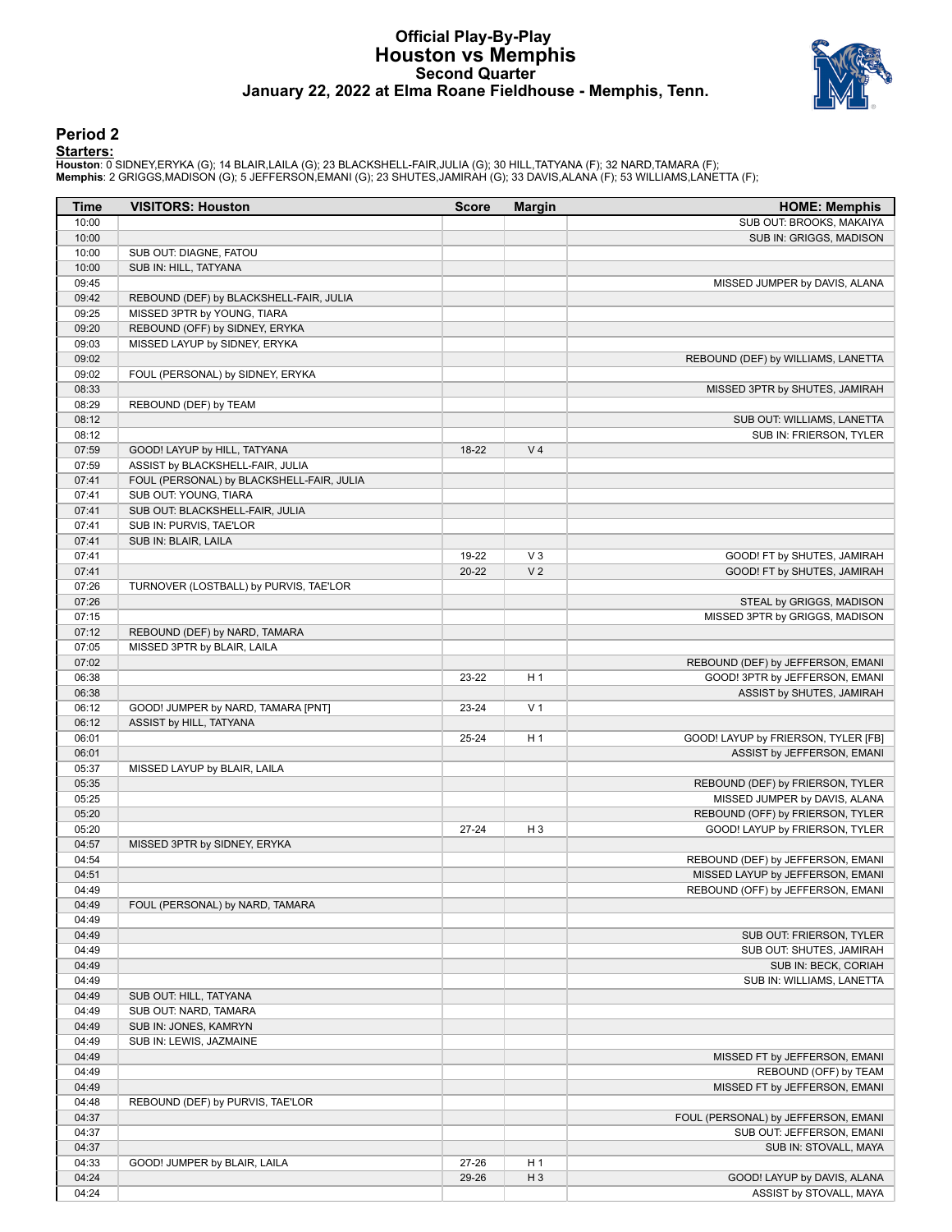# Official Play-By-Play
## Houston vs Memphis
### Second Quarter
### January 22, 2022 at Elma Roane Fieldhouse - Memphis, Tenn.

## Period 2

**Starters:**

**Houston**: 0 SIDNEY,ERYKA (G); 14 BLAIR,LAILA (G); 23 BLACKSHELL-FAIR,JULIA (G); 30 HILL,TATYANA (F); 32 NARD,TAMARA (F);
**Memphis**: 2 GRIGGS,MADISON (G); 5 JEFFERSON,EMANI (G); 23 SHUTES,JAMIRAH (G); 33 DAVIS,ALANA (F); 53 WILLIAMS,LANETTA (F);

| Time | VISITORS: Houston | Score | Margin | HOME: Memphis |
|---|---|---|---|---|
| 10:00 | | | | SUB OUT: BROOKS, MAKAIYA |
| 10:00 | | | | SUB IN: GRIGGS, MADISON |
| 10:00 | SUB OUT: DIAGNE, FATOU | | | |
| 10:00 | SUB IN: HILL, TATYANA | | | |
| 09:45 | | | | MISSED JUMPER by DAVIS, ALANA |
| 09:42 | REBOUND (DEF) by BLACKSHELL-FAIR, JULIA | | | |
| 09:25 | MISSED 3PTR by YOUNG, TIARA | | | |
| 09:20 | REBOUND (OFF) by SIDNEY, ERYKA | | | |
| 09:03 | MISSED LAYUP by SIDNEY, ERYKA | | | |
| 09:02 | | | | REBOUND (DEF) by WILLIAMS, LANETTA |
| 09:02 | FOUL (PERSONAL) by SIDNEY, ERYKA | | | |
| 08:33 | | | | MISSED 3PTR by SHUTES, JAMIRAH |
| 08:29 | REBOUND (DEF) by TEAM | | | |
| 08:12 | | | | SUB OUT: WILLIAMS, LANETTA |
| 08:12 | | | | SUB IN: FRIERSON, TYLER |
| 07:59 | GOOD! LAYUP by HILL, TATYANA | 18-22 | V 4 | |
| 07:59 | ASSIST by BLACKSHELL-FAIR, JULIA | | | |
| 07:41 | FOUL (PERSONAL) by BLACKSHELL-FAIR, JULIA | | | |
| 07:41 | SUB OUT: YOUNG, TIARA | | | |
| 07:41 | SUB OUT: BLACKSHELL-FAIR, JULIA | | | |
| 07:41 | SUB IN: PURVIS, TAE'LOR | | | |
| 07:41 | SUB IN: BLAIR, LAILA | | | |
| 07:41 | | 19-22 | V 3 | GOOD! FT by SHUTES, JAMIRAH |
| 07:41 | | 20-22 | V 2 | GOOD! FT by SHUTES, JAMIRAH |
| 07:26 | TURNOVER (LOSTBALL) by PURVIS, TAE'LOR | | | |
| 07:26 | | | | STEAL by GRIGGS, MADISON |
| 07:15 | | | | MISSED 3PTR by GRIGGS, MADISON |
| 07:12 | REBOUND (DEF) by NARD, TAMARA | | | |
| 07:05 | MISSED 3PTR by BLAIR, LAILA | | | |
| 07:02 | | | | REBOUND (DEF) by JEFFERSON, EMANI |
| 06:38 | | 23-22 | H 1 | GOOD! 3PTR by JEFFERSON, EMANI |
| 06:38 | | | | ASSIST by SHUTES, JAMIRAH |
| 06:12 | GOOD! JUMPER by NARD, TAMARA [PNT] | 23-24 | V 1 | |
| 06:12 | ASSIST by HILL, TATYANA | | | |
| 06:01 | | 25-24 | H 1 | GOOD! LAYUP by FRIERSON, TYLER [FB] |
| 06:01 | | | | ASSIST by JEFFERSON, EMANI |
| 05:37 | MISSED LAYUP by BLAIR, LAILA | | | |
| 05:35 | | | | REBOUND (DEF) by FRIERSON, TYLER |
| 05:25 | | | | MISSED JUMPER by DAVIS, ALANA |
| 05:20 | | | | REBOUND (OFF) by FRIERSON, TYLER |
| 05:20 | | 27-24 | H 3 | GOOD! LAYUP by FRIERSON, TYLER |
| 04:57 | MISSED 3PTR by SIDNEY, ERYKA | | | |
| 04:54 | | | | REBOUND (DEF) by JEFFERSON, EMANI |
| 04:51 | | | | MISSED LAYUP by JEFFERSON, EMANI |
| 04:49 | | | | REBOUND (OFF) by JEFFERSON, EMANI |
| 04:49 | FOUL (PERSONAL) by NARD, TAMARA | | | |
| 04:49 | | | | |
| 04:49 | | | | SUB OUT: FRIERSON, TYLER |
| 04:49 | | | | SUB OUT: SHUTES, JAMIRAH |
| 04:49 | | | | SUB IN: BECK, CORIAH |
| 04:49 | | | | SUB IN: WILLIAMS, LANETTA |
| 04:49 | SUB OUT: HILL, TATYANA | | | |
| 04:49 | SUB OUT: NARD, TAMARA | | | |
| 04:49 | SUB IN: JONES, KAMRYN | | | |
| 04:49 | SUB IN: LEWIS, JAZMAINE | | | |
| 04:49 | | | | MISSED FT by JEFFERSON, EMANI |
| 04:49 | | | | REBOUND (OFF) by TEAM |
| 04:49 | | | | MISSED FT by JEFFERSON, EMANI |
| 04:48 | REBOUND (DEF) by PURVIS, TAE'LOR | | | |
| 04:37 | | | | FOUL (PERSONAL) by JEFFERSON, EMANI |
| 04:37 | | | | SUB OUT: JEFFERSON, EMANI |
| 04:37 | | | | SUB IN: STOVALL, MAYA |
| 04:33 | GOOD! JUMPER by BLAIR, LAILA | 27-26 | H 1 | |
| 04:24 | | 29-26 | H 3 | GOOD! LAYUP by DAVIS, ALANA |
| 04:24 | | | | ASSIST by STOVALL, MAYA |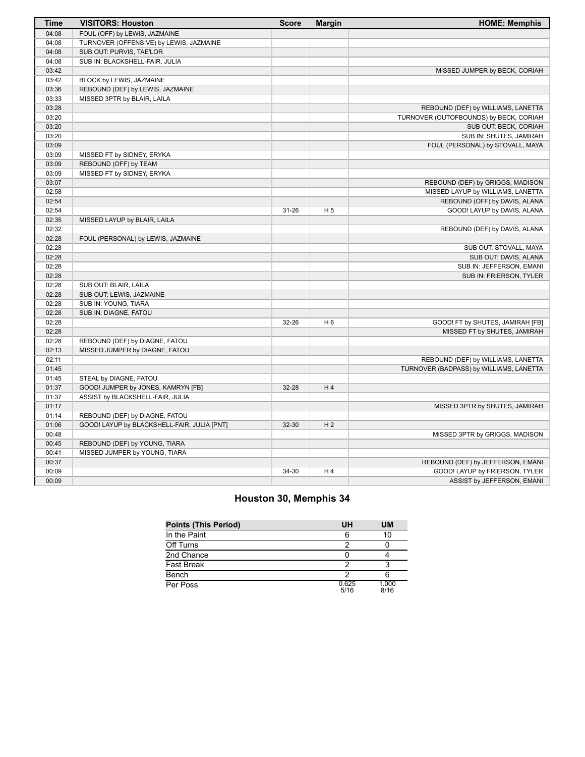| Time | VISITORS: Houston | Score | Margin | HOME: Memphis |
| --- | --- | --- | --- | --- |
| 04:08 | FOUL (OFF) by LEWIS, JAZMAINE | | | |
| 04:08 | TURNOVER (OFFENSIVE) by LEWIS, JAZMAINE | | | |
| 04:08 | SUB OUT: PURVIS, TAE'LOR | | | |
| 04:08 | SUB IN: BLACKSHELL-FAIR, JULIA | | | |
| 03:42 | | | | MISSED JUMPER by BECK, CORIAH |
| 03:42 | BLOCK by LEWIS, JAZMAINE | | | |
| 03:36 | REBOUND (DEF) by LEWIS, JAZMAINE | | | |
| 03:33 | MISSED 3PTR by BLAIR, LAILA | | | |
| 03:28 | | | | REBOUND (DEF) by WILLIAMS, LANETTA |
| 03:20 | | | | TURNOVER (OUTOFBOUNDS) by BECK, CORIAH |
| 03:20 | | | | SUB OUT: BECK, CORIAH |
| 03:20 | | | | SUB IN: SHUTES, JAMIRAH |
| 03:09 | | | | FOUL (PERSONAL) by STOVALL, MAYA |
| 03:09 | MISSED FT by SIDNEY, ERYKA | | | |
| 03:09 | REBOUND (OFF) by TEAM | | | |
| 03:09 | MISSED FT by SIDNEY, ERYKA | | | |
| 03:07 | | | | REBOUND (DEF) by GRIGGS, MADISON |
| 02:58 | | | | MISSED LAYUP by WILLIAMS, LANETTA |
| 02:54 | | | | REBOUND (OFF) by DAVIS, ALANA |
| 02:54 | | 31-26 | H 5 | GOOD! LAYUP by DAVIS, ALANA |
| 02:35 | MISSED LAYUP by BLAIR, LAILA | | | |
| 02:32 | | | | REBOUND (DEF) by DAVIS, ALANA |
| 02:28 | FOUL (PERSONAL) by LEWIS, JAZMAINE | | | |
| 02:28 | | | | SUB OUT: STOVALL, MAYA |
| 02:28 | | | | SUB OUT: DAVIS, ALANA |
| 02:28 | | | | SUB IN: JEFFERSON, EMANI |
| 02:28 | | | | SUB IN: FRIERSON, TYLER |
| 02:28 | SUB OUT: BLAIR, LAILA | | | |
| 02:28 | SUB OUT: LEWIS, JAZMAINE | | | |
| 02:28 | SUB IN: YOUNG, TIARA | | | |
| 02:28 | SUB IN: DIAGNE, FATOU | | | |
| 02:28 | | 32-26 | H 6 | GOOD! FT by SHUTES, JAMIRAH [FB] |
| 02:28 | | | | MISSED FT by SHUTES, JAMIRAH |
| 02:28 | REBOUND (DEF) by DIAGNE, FATOU | | | |
| 02:13 | MISSED JUMPER by DIAGNE, FATOU | | | |
| 02:11 | | | | REBOUND (DEF) by WILLIAMS, LANETTA |
| 01:45 | | | | TURNOVER (BADPASS) by WILLIAMS, LANETTA |
| 01:45 | STEAL by DIAGNE, FATOU | | | |
| 01:37 | GOOD! JUMPER by JONES, KAMRYN [FB] | 32-28 | H 4 | |
| 01:37 | ASSIST by BLACKSHELL-FAIR, JULIA | | | |
| 01:17 | | | | MISSED 3PTR by SHUTES, JAMIRAH |
| 01:14 | REBOUND (DEF) by DIAGNE, FATOU | | | |
| 01:06 | GOOD! LAYUP by BLACKSHELL-FAIR, JULIA [PNT] | 32-30 | H 2 | |
| 00:48 | | | | MISSED 3PTR by GRIGGS, MADISON |
| 00:45 | REBOUND (DEF) by YOUNG, TIARA | | | |
| 00:41 | MISSED JUMPER by YOUNG, TIARA | | | |
| 00:37 | | | | REBOUND (DEF) by JEFFERSON, EMANI |
| 00:09 | | 34-30 | H 4 | GOOD! LAYUP by FRIERSON, TYLER |
| 00:09 | | | | ASSIST by JEFFERSON, EMANI |

## Houston 30, Memphis 34

| Points (This Period) | UH | UM |
| --- | --- | --- |
| In the Paint | 6 | 10 |
| Off Turns | 2 | 0 |
| 2nd Chance | 0 | 4 |
| Fast Break | 2 | 3 |
| Bench | 2 | 6 |
| Per Poss | 0.625 5/16 | 1.000 8/16 |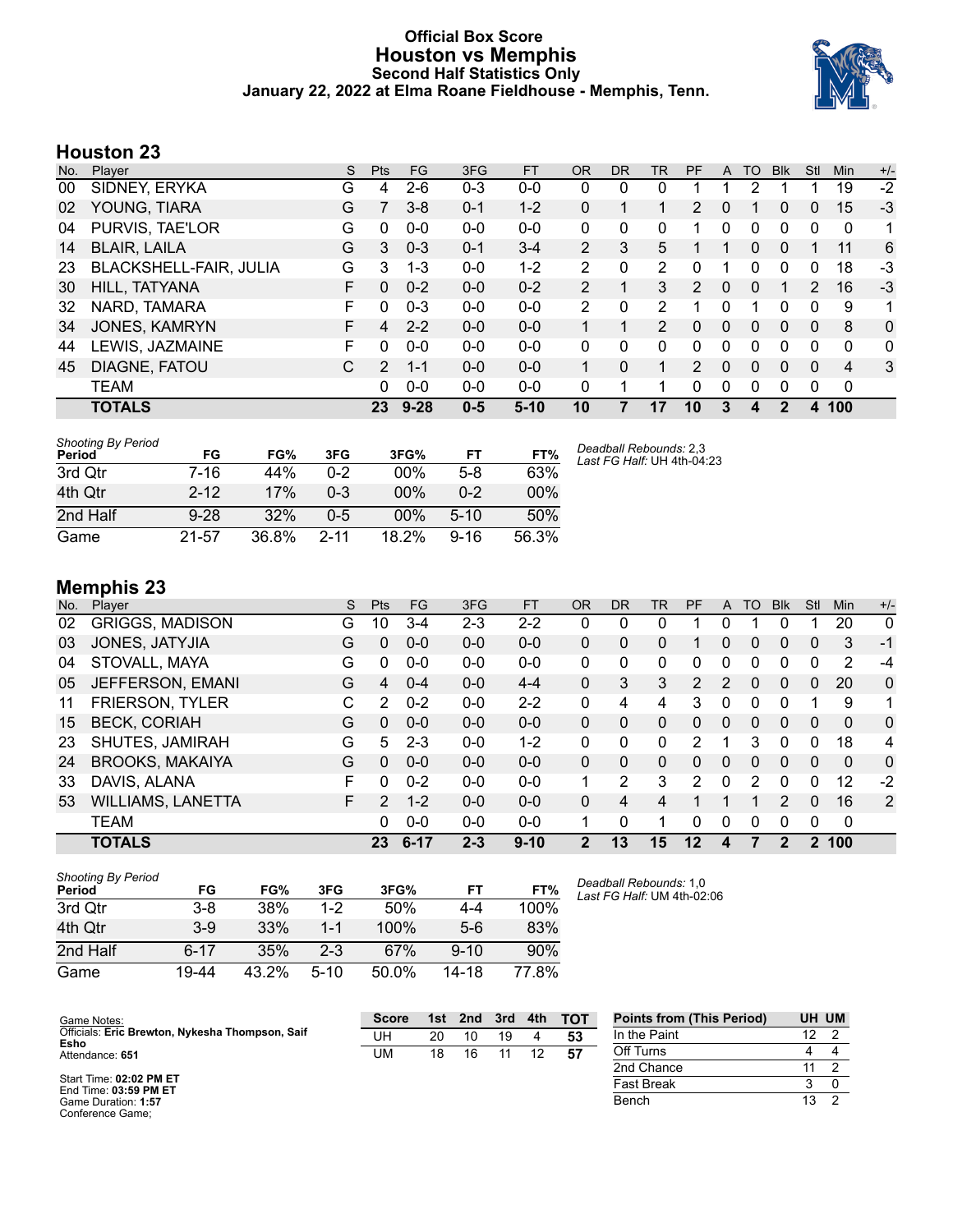# Official Box Score
## Houston vs Memphis
### Second Half Statistics Only
### January 22, 2022 at Elma Roane Fieldhouse - Memphis, Tenn.

## Houston 23

| No. | Player | S | Pts | FG | 3FG | FT | OR | DR | TR | PF | A | TO | Blk | Stl | Min | +/- |
|---|---|---|---|---|---|---|---|---|---|---|---|---|---|---|---|---|
| 00 | SIDNEY, ERYKA | G | 4 | 2-6 | 0-3 | 0-0 | 0 | 0 | 0 | 1 | 1 | 2 | 1 | 1 | 19 | -2 |
| 02 | YOUNG, TIARA | G | 7 | 3-8 | 0-1 | 1-2 | 0 | 1 | 1 | 2 | 0 | 1 | 0 | 0 | 15 | -3 |
| 04 | PURVIS, TAE'LOR | G | 0 | 0-0 | 0-0 | 0-0 | 0 | 0 | 0 | 1 | 0 | 0 | 0 | 0 | 0 | 1 |
| 14 | BLAIR, LAILA | G | 3 | 0-3 | 0-1 | 3-4 | 2 | 3 | 5 | 1 | 1 | 0 | 0 | 1 | 11 | 6 |
| 23 | BLACKSHELL-FAIR, JULIA | G | 3 | 1-3 | 0-0 | 1-2 | 2 | 0 | 2 | 0 | 1 | 0 | 0 | 0 | 18 | -3 |
| 30 | HILL, TATYANA | F | 0 | 0-2 | 0-0 | 0-2 | 2 | 1 | 3 | 2 | 0 | 0 | 1 | 2 | 16 | -3 |
| 32 | NARD, TAMARA | F | 0 | 0-3 | 0-0 | 0-0 | 2 | 0 | 2 | 1 | 0 | 1 | 0 | 0 | 9 | 1 |
| 34 | JONES, KAMRYN | F | 4 | 2-2 | 0-0 | 0-0 | 1 | 1 | 2 | 0 | 0 | 0 | 0 | 0 | 8 | 0 |
| 44 | LEWIS, JAZMAINE | F | 0 | 0-0 | 0-0 | 0-0 | 0 | 0 | 0 | 0 | 0 | 0 | 0 | 0 | 0 | 0 |
| 45 | DIAGNE, FATOU | C | 2 | 1-1 | 0-0 | 0-0 | 1 | 0 | 1 | 2 | 0 | 0 | 0 | 0 | 4 | 3 |
| | TEAM | | 0 | 0-0 | 0-0 | 0-0 | 0 | 1 | 1 | 0 | 0 | 0 | 0 | 0 | 0 | |
| | **TOTALS** | | **23** | **9-28** | **0-5** | **5-10** | **10** | **7** | **17** | **10** | **3** | **4** | **2** | **4** | **100** | |

*Shooting By Period*

| Period | FG | FG% | 3FG | 3FG% | FT | FT% |
|---|---|---|---|---|---|---|
| 3rd Qtr | 7-16 | 44% | 0-2 | 00% | 5-8 | 63% |
| 4th Qtr | 2-12 | 17% | 0-3 | 00% | 0-2 | 00% |
| 2nd Half | 9-28 | 32% | 0-5 | 00% | 5-10 | 50% |
| Game | 21-57 | 36.8% | 2-11 | 18.2% | 9-16 | 56.3% |

*Deadball Rebounds:* 2,3
*Last FG Half:* UH 4th-04:23

## Memphis 23

| No. | Player | S | Pts | FG | 3FG | FT | OR | DR | TR | PF | A | TO | Blk | Stl | Min | +/- |
|---|---|---|---|---|---|---|---|---|---|---|---|---|---|---|---|---|
| 02 | GRIGGS, MADISON | G | 10 | 3-4 | 2-3 | 2-2 | 0 | 0 | 0 | 1 | 0 | 1 | 0 | 1 | 20 | 0 |
| 03 | JONES, JATYJIA | G | 0 | 0-0 | 0-0 | 0-0 | 0 | 0 | 0 | 1 | 0 | 0 | 0 | 0 | 3 | -1 |
| 04 | STOVALL, MAYA | G | 0 | 0-0 | 0-0 | 0-0 | 0 | 0 | 0 | 0 | 0 | 0 | 0 | 0 | 2 | -4 |
| 05 | JEFFERSON, EMANI | G | 4 | 0-4 | 0-0 | 4-4 | 0 | 3 | 3 | 2 | 2 | 0 | 0 | 0 | 20 | 0 |
| 11 | FRIERSON, TYLER | C | 2 | 0-2 | 0-0 | 2-2 | 0 | 4 | 4 | 3 | 0 | 0 | 0 | 1 | 9 | 1 |
| 15 | BECK, CORIAH | G | 0 | 0-0 | 0-0 | 0-0 | 0 | 0 | 0 | 0 | 0 | 0 | 0 | 0 | 0 | 0 |
| 23 | SHUTES, JAMIRAH | G | 5 | 2-3 | 0-0 | 1-2 | 0 | 0 | 0 | 2 | 1 | 3 | 0 | 0 | 18 | 4 |
| 24 | BROOKS, MAKAIYA | G | 0 | 0-0 | 0-0 | 0-0 | 0 | 0 | 0 | 0 | 0 | 0 | 0 | 0 | 0 | 0 |
| 33 | DAVIS, ALANA | F | 0 | 0-2 | 0-0 | 0-0 | 1 | 2 | 3 | 2 | 0 | 2 | 0 | 0 | 12 | -2 |
| 53 | WILLIAMS, LANETTA | F | 2 | 1-2 | 0-0 | 0-0 | 0 | 4 | 4 | 1 | 1 | 1 | 2 | 0 | 16 | 2 |
| | TEAM | | 0 | 0-0 | 0-0 | 0-0 | 1 | 0 | 1 | 0 | 0 | 0 | 0 | 0 | 0 | |
| | **TOTALS** | | **23** | **6-17** | **2-3** | **9-10** | **2** | **13** | **15** | **12** | **4** | **7** | **2** | **2** | **100** | |

*Shooting By Period*

| Period | FG | FG% | 3FG | 3FG% | FT | FT% |
|---|---|---|---|---|---|---|
| 3rd Qtr | 3-8 | 38% | 1-2 | 50% | 4-4 | 100% |
| 4th Qtr | 3-9 | 33% | 1-1 | 100% | 5-6 | 83% |
| 2nd Half | 6-17 | 35% | 2-3 | 67% | 9-10 | 90% |
| Game | 19-44 | 43.2% | 5-10 | 50.0% | 14-18 | 77.8% |

*Deadball Rebounds:* 1,0
*Last FG Half:* UM 4th-02:06

Game Notes:
Officials: **Eric Brewton, Nykesha Thompson, Saif Esho**
Attendance: **651**

Start Time: **02:02 PM ET**
End Time: **03:59 PM ET**
Game Duration: **1:57**
Conference Game;

| Score | 1st | 2nd | 3rd | 4th | TOT |
|---|---|---|---|---|---|
| UH | 20 | 10 | 19 | 4 | **53** |
| UM | 18 | 16 | 11 | 12 | **57** |

| Points from (This Period) | UH | UM |
|---|---|---|
| In the Paint | 12 | 2 |
| Off Turns | 4 | 4 |
| 2nd Chance | 11 | 2 |
| Fast Break | 3 | 0 |
| Bench | 13 | 2 |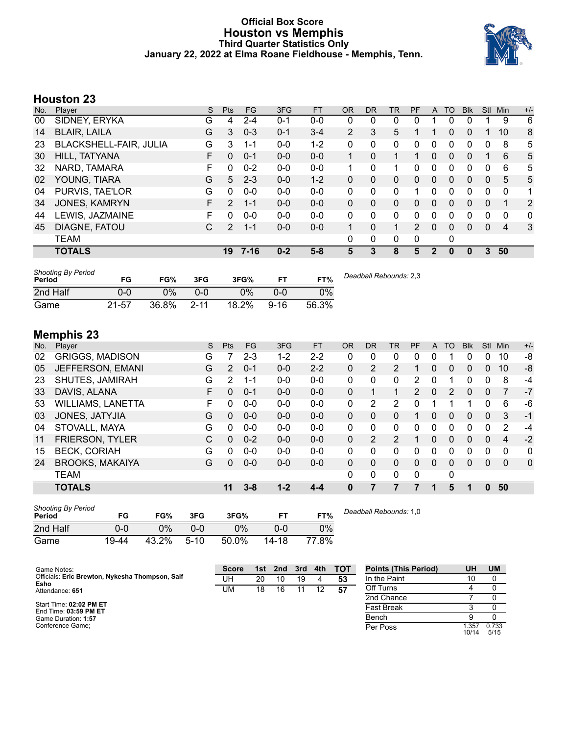# Official Box Score
## Houston vs Memphis
### Third Quarter Statistics Only
### January 22, 2022 at Elma Roane Fieldhouse - Memphis, Tenn.

## Houston 23

| No. | Player | S | Pts | FG | 3FG | FT | OR | DR | TR | PF | A | TO | Blk | Stl | Min | +/- |
|---|---|---|---|---|---|---|---|---|---|---|---|---|---|---|---|---|
| 00 | SIDNEY, ERYKA | G | 4 | 2-4 | 0-1 | 0-0 | 0 | 0 | 0 | 0 | 1 | 0 | 0 | 1 | 9 | 6 |
| 14 | BLAIR, LAILA | G | 3 | 0-3 | 0-1 | 3-4 | 2 | 3 | 5 | 1 | 1 | 0 | 0 | 1 | 10 | 8 |
| 23 | BLACKSHELL-FAIR, JULIA | G | 3 | 1-1 | 0-0 | 1-2 | 0 | 0 | 0 | 0 | 0 | 0 | 0 | 0 | 8 | 5 |
| 30 | HILL, TATYANA | F | 0 | 0-1 | 0-0 | 0-0 | 1 | 0 | 1 | 1 | 0 | 0 | 0 | 1 | 6 | 5 |
| 32 | NARD, TAMARA | F | 0 | 0-2 | 0-0 | 0-0 | 1 | 0 | 1 | 0 | 0 | 0 | 0 | 0 | 6 | 5 |
| 02 | YOUNG, TIARA | G | 5 | 2-3 | 0-0 | 1-2 | 0 | 0 | 0 | 0 | 0 | 0 | 0 | 0 | 5 | 5 |
| 04 | PURVIS, TAE'LOR | G | 0 | 0-0 | 0-0 | 0-0 | 0 | 0 | 0 | 1 | 0 | 0 | 0 | 0 | 0 | 1 |
| 34 | JONES, KAMRYN | F | 2 | 1-1 | 0-0 | 0-0 | 0 | 0 | 0 | 0 | 0 | 0 | 0 | 0 | 1 | 2 |
| 44 | LEWIS, JAZMAINE | F | 0 | 0-0 | 0-0 | 0-0 | 0 | 0 | 0 | 0 | 0 | 0 | 0 | 0 | 0 | 0 |
| 45 | DIAGNE, FATOU | C | 2 | 1-1 | 0-0 | 0-0 | 1 | 0 | 1 | 2 | 0 | 0 | 0 | 0 | 4 | 3 |
| | TEAM | | | | | | 0 | 0 | 0 | 0 | | 0 | | | | |
| | **TOTALS** | | **19** | **7-16** | **0-2** | **5-8** | **5** | **3** | **8** | **5** | **2** | **0** | **0** | **3** | **50** | |

| *Shooting By Period* Period | FG | FG% | 3FG | 3FG% | FT | FT% |
|---|---|---|---|---|---|---|
| 2nd Half | 0-0 | 0% | 0-0 | 0% | 0-0 | 0% |
| Game | 21-57 | 36.8% | 2-11 | 18.2% | 9-16 | 56.3% |

*Deadball Rebounds:* 2,3

## Memphis 23

| No. | Player | S | Pts | FG | 3FG | FT | OR | DR | TR | PF | A | TO | Blk | Stl | Min | +/- |
|---|---|---|---|---|---|---|---|---|---|---|---|---|---|---|---|---|
| 02 | GRIGGS, MADISON | G | 7 | 2-3 | 1-2 | 2-2 | 0 | 0 | 0 | 0 | 0 | 1 | 0 | 0 | 10 | -8 |
| 05 | JEFFERSON, EMANI | G | 2 | 0-1 | 0-0 | 2-2 | 0 | 2 | 2 | 1 | 0 | 0 | 0 | 0 | 10 | -8 |
| 23 | SHUTES, JAMIRAH | G | 2 | 1-1 | 0-0 | 0-0 | 0 | 0 | 0 | 2 | 0 | 1 | 0 | 0 | 8 | -4 |
| 33 | DAVIS, ALANA | F | 0 | 0-1 | 0-0 | 0-0 | 0 | 1 | 1 | 2 | 0 | 2 | 0 | 0 | 7 | -7 |
| 53 | WILLIAMS, LANETTA | F | 0 | 0-0 | 0-0 | 0-0 | 0 | 2 | 2 | 0 | 1 | 1 | 1 | 0 | 6 | -6 |
| 03 | JONES, JATYJIA | G | 0 | 0-0 | 0-0 | 0-0 | 0 | 0 | 0 | 1 | 0 | 0 | 0 | 0 | 3 | -1 |
| 04 | STOVALL, MAYA | G | 0 | 0-0 | 0-0 | 0-0 | 0 | 0 | 0 | 0 | 0 | 0 | 0 | 0 | 2 | -4 |
| 11 | FRIERSON, TYLER | C | 0 | 0-2 | 0-0 | 0-0 | 0 | 2 | 2 | 1 | 0 | 0 | 0 | 0 | 4 | -2 |
| 15 | BECK, CORIAH | G | 0 | 0-0 | 0-0 | 0-0 | 0 | 0 | 0 | 0 | 0 | 0 | 0 | 0 | 0 | 0 |
| 24 | BROOKS, MAKAIYA | G | 0 | 0-0 | 0-0 | 0-0 | 0 | 0 | 0 | 0 | 0 | 0 | 0 | 0 | 0 | 0 |
| | TEAM | | | | | | 0 | 0 | 0 | 0 | | 0 | | | | |
| | **TOTALS** | | **11** | **3-8** | **1-2** | **4-4** | **0** | **7** | **7** | **7** | **1** | **5** | **1** | **0** | **50** | |

| *Shooting By Period* Period | FG | FG% | 3FG | 3FG% | FT | FT% |
|---|---|---|---|---|---|---|
| 2nd Half | 0-0 | 0% | 0-0 | 0% | 0-0 | 0% |
| Game | 19-44 | 43.2% | 5-10 | 50.0% | 14-18 | 77.8% |

*Deadball Rebounds:* 1,0

Game Notes:
Officials: **Eric Brewton, Nykesha Thompson, Saif Esho**
Attendance: **651**

Start Time: **02:02 PM ET**
End Time: **03:59 PM ET**
Game Duration: **1:57**
Conference Game;

| Score | 1st | 2nd | 3rd | 4th | TOT |
|---|---|---|---|---|---|
| UH | 20 | 10 | 19 | 4 | **53** |
| UM | 18 | 16 | 11 | 12 | **57** |

| Points (This Period) | UH | UM |
|---|---|---|
| In the Paint | 10 | 0 |
| Off Turns | 4 | 0 |
| 2nd Chance | 7 | 0 |
| Fast Break | 3 | 0 |
| Bench | 9 | 0 |
| Per Poss | 1.357 10/14 | 0.733 5/15 |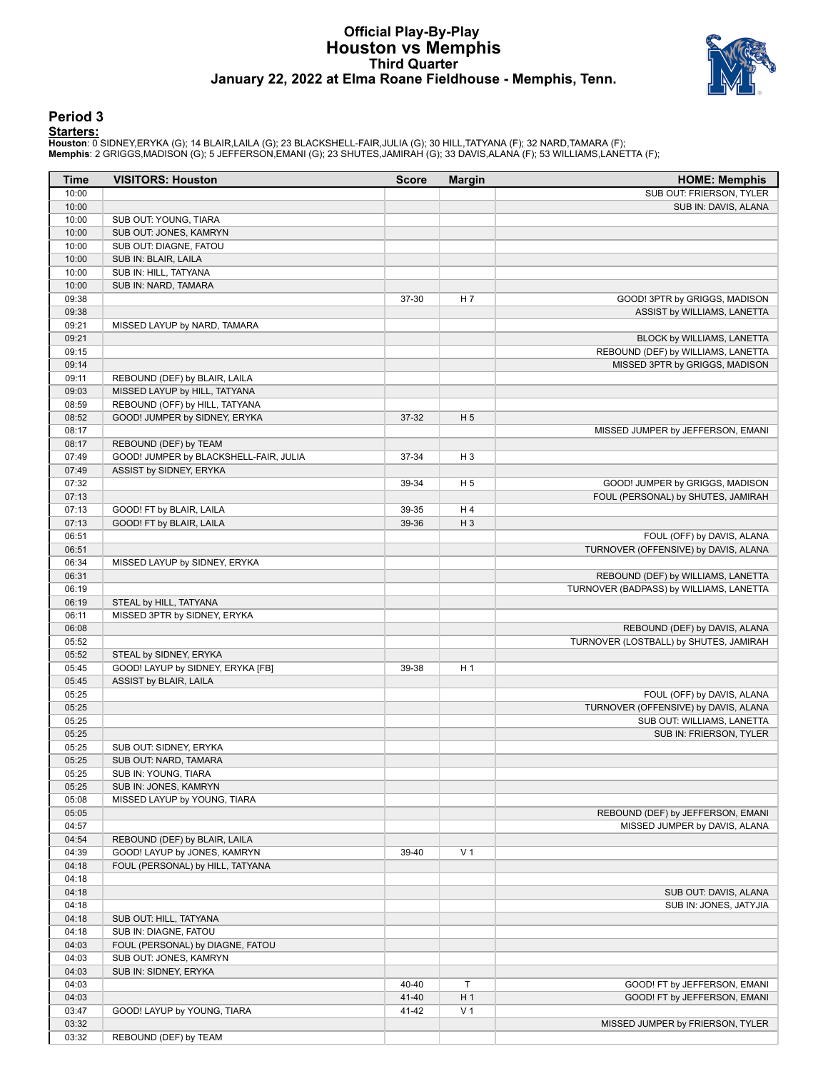# Official Play-By-Play
## Houston vs Memphis
### Third Quarter
### January 22, 2022 at Elma Roane Fieldhouse - Memphis, Tenn.

## Period 3

**Starters:**

**Houston**: 0 SIDNEY,ERYKA (G); 14 BLAIR,LAILA (G); 23 BLACKSHELL-FAIR,JULIA (G); 30 HILL,TATYANA (F); 32 NARD,TAMARA (F);
**Memphis**: 2 GRIGGS,MADISON (G); 5 JEFFERSON,EMANI (G); 23 SHUTES,JAMIRAH (G); 33 DAVIS,ALANA (F); 53 WILLIAMS,LANETTA (F);

| Time | VISITORS: Houston | Score | Margin | HOME: Memphis |
|---|---|---|---|---|
| 10:00 | | | | SUB OUT: FRIERSON, TYLER |
| 10:00 | | | | SUB IN: DAVIS, ALANA |
| 10:00 | SUB OUT: YOUNG, TIARA | | | |
| 10:00 | SUB OUT: JONES, KAMRYN | | | |
| 10:00 | SUB OUT: DIAGNE, FATOU | | | |
| 10:00 | SUB IN: BLAIR, LAILA | | | |
| 10:00 | SUB IN: HILL, TATYANA | | | |
| 10:00 | SUB IN: NARD, TAMARA | | | |
| 09:38 | | 37-30 | H 7 | GOOD! 3PTR by GRIGGS, MADISON |
| 09:38 | | | | ASSIST by WILLIAMS, LANETTA |
| 09:21 | MISSED LAYUP by NARD, TAMARA | | | |
| 09:21 | | | | BLOCK by WILLIAMS, LANETTA |
| 09:15 | | | | REBOUND (DEF) by WILLIAMS, LANETTA |
| 09:14 | | | | MISSED 3PTR by GRIGGS, MADISON |
| 09:11 | REBOUND (DEF) by BLAIR, LAILA | | | |
| 09:03 | MISSED LAYUP by HILL, TATYANA | | | |
| 08:59 | REBOUND (OFF) by HILL, TATYANA | | | |
| 08:52 | GOOD! JUMPER by SIDNEY, ERYKA | 37-32 | H 5 | |
| 08:17 | | | | MISSED JUMPER by JEFFERSON, EMANI |
| 08:17 | REBOUND (DEF) by TEAM | | | |
| 07:49 | GOOD! JUMPER by BLACKSHELL-FAIR, JULIA | 37-34 | H 3 | |
| 07:49 | ASSIST by SIDNEY, ERYKA | | | |
| 07:32 | | 39-34 | H 5 | GOOD! JUMPER by GRIGGS, MADISON |
| 07:13 | | | | FOUL (PERSONAL) by SHUTES, JAMIRAH |
| 07:13 | GOOD! FT by BLAIR, LAILA | 39-35 | H 4 | |
| 07:13 | GOOD! FT by BLAIR, LAILA | 39-36 | H 3 | |
| 06:51 | | | | FOUL (OFF) by DAVIS, ALANA |
| 06:51 | | | | TURNOVER (OFFENSIVE) by DAVIS, ALANA |
| 06:34 | MISSED LAYUP by SIDNEY, ERYKA | | | |
| 06:31 | | | | REBOUND (DEF) by WILLIAMS, LANETTA |
| 06:19 | | | | TURNOVER (BADPASS) by WILLIAMS, LANETTA |
| 06:19 | STEAL by HILL, TATYANA | | | |
| 06:11 | MISSED 3PTR by SIDNEY, ERYKA | | | |
| 06:08 | | | | REBOUND (DEF) by DAVIS, ALANA |
| 05:52 | | | | TURNOVER (LOSTBALL) by SHUTES, JAMIRAH |
| 05:52 | STEAL by SIDNEY, ERYKA | | | |
| 05:45 | GOOD! LAYUP by SIDNEY, ERYKA [FB] | 39-38 | H 1 | |
| 05:45 | ASSIST by BLAIR, LAILA | | | |
| 05:25 | | | | FOUL (OFF) by DAVIS, ALANA |
| 05:25 | | | | TURNOVER (OFFENSIVE) by DAVIS, ALANA |
| 05:25 | | | | SUB OUT: WILLIAMS, LANETTA |
| 05:25 | | | | SUB IN: FRIERSON, TYLER |
| 05:25 | SUB OUT: SIDNEY, ERYKA | | | |
| 05:25 | SUB OUT: NARD, TAMARA | | | |
| 05:25 | SUB IN: YOUNG, TIARA | | | |
| 05:25 | SUB IN: JONES, KAMRYN | | | |
| 05:08 | MISSED LAYUP by YOUNG, TIARA | | | |
| 05:05 | | | | REBOUND (DEF) by JEFFERSON, EMANI |
| 04:57 | | | | MISSED JUMPER by DAVIS, ALANA |
| 04:54 | REBOUND (DEF) by BLAIR, LAILA | | | |
| 04:39 | GOOD! LAYUP by JONES, KAMRYN | 39-40 | V 1 | |
| 04:18 | FOUL (PERSONAL) by HILL, TATYANA | | | |
| 04:18 | | | | |
| 04:18 | | | | SUB OUT: DAVIS, ALANA |
| 04:18 | | | | SUB IN: JONES, JATYJIA |
| 04:18 | SUB OUT: HILL, TATYANA | | | |
| 04:18 | SUB IN: DIAGNE, FATOU | | | |
| 04:03 | FOUL (PERSONAL) by DIAGNE, FATOU | | | |
| 04:03 | SUB OUT: JONES, KAMRYN | | | |
| 04:03 | SUB IN: SIDNEY, ERYKA | | | |
| 04:03 | | 40-40 | T | GOOD! FT by JEFFERSON, EMANI |
| 04:03 | | 41-40 | H 1 | GOOD! FT by JEFFERSON, EMANI |
| 03:47 | GOOD! LAYUP by YOUNG, TIARA | 41-42 | V 1 | |
| 03:32 | | | | MISSED JUMPER by FRIERSON, TYLER |
| 03:32 | REBOUND (DEF) by TEAM | | | |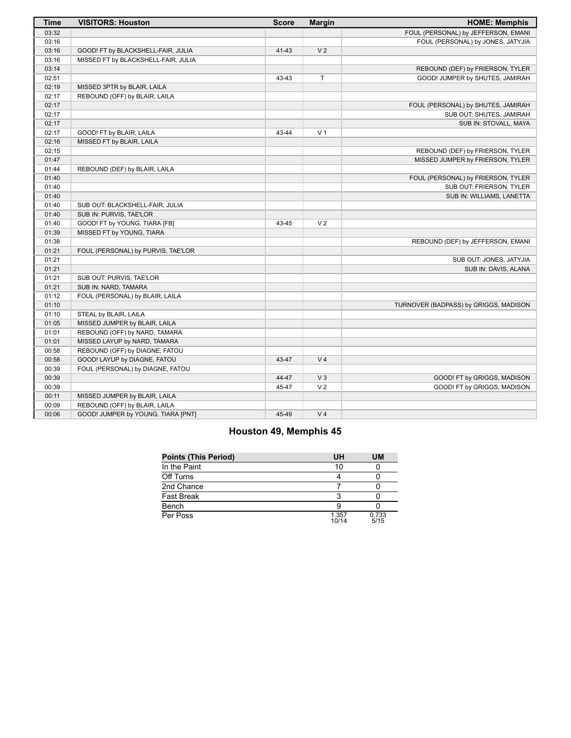| Time | VISITORS: Houston | Score | Margin | HOME: Memphis |
|---|---|---|---|---|
| 03:32 | | | | FOUL (PERSONAL) by JEFFERSON, EMANI |
| 03:16 | | | | FOUL (PERSONAL) by JONES, JATYJIA |
| 03:16 | GOOD! FT by BLACKSHELL-FAIR, JULIA | 41-43 | V 2 | |
| 03:16 | MISSED FT by BLACKSHELL-FAIR, JULIA | | | |
| 03:14 | | | | REBOUND (DEF) by FRIERSON, TYLER |
| 02:51 | | 43-43 | T | GOOD! JUMPER by SHUTES, JAMIRAH |
| 02:19 | MISSED 3PTR by BLAIR, LAILA | | | |
| 02:17 | REBOUND (OFF) by BLAIR, LAILA | | | |
| 02:17 | | | | FOUL (PERSONAL) by SHUTES, JAMIRAH |
| 02:17 | | | | SUB OUT: SHUTES, JAMIRAH |
| 02:17 | | | | SUB IN: STOVALL, MAYA |
| 02:17 | GOOD! FT by BLAIR, LAILA | 43-44 | V 1 | |
| 02:16 | MISSED FT by BLAIR, LAILA | | | |
| 02:15 | | | | REBOUND (DEF) by FRIERSON, TYLER |
| 01:47 | | | | MISSED JUMPER by FRIERSON, TYLER |
| 01:44 | REBOUND (DEF) by BLAIR, LAILA | | | |
| 01:40 | | | | FOUL (PERSONAL) by FRIERSON, TYLER |
| 01:40 | | | | SUB OUT: FRIERSON, TYLER |
| 01:40 | | | | SUB IN: WILLIAMS, LANETTA |
| 01:40 | SUB OUT: BLACKSHELL-FAIR, JULIA | | | |
| 01:40 | SUB IN: PURVIS, TAE'LOR | | | |
| 01:40 | GOOD! FT by YOUNG, TIARA [FB] | 43-45 | V 2 | |
| 01:39 | MISSED FT by YOUNG, TIARA | | | |
| 01:38 | | | | REBOUND (DEF) by JEFFERSON, EMANI |
| 01:21 | FOUL (PERSONAL) by PURVIS, TAE'LOR | | | |
| 01:21 | | | | SUB OUT: JONES, JATYJIA |
| 01:21 | | | | SUB IN: DAVIS, ALANA |
| 01:21 | SUB OUT: PURVIS, TAE'LOR | | | |
| 01:21 | SUB IN: NARD, TAMARA | | | |
| 01:12 | FOUL (PERSONAL) by BLAIR, LAILA | | | |
| 01:10 | | | | TURNOVER (BADPASS) by GRIGGS, MADISON |
| 01:10 | STEAL by BLAIR, LAILA | | | |
| 01:05 | MISSED JUMPER by BLAIR, LAILA | | | |
| 01:01 | REBOUND (OFF) by NARD, TAMARA | | | |
| 01:01 | MISSED LAYUP by NARD, TAMARA | | | |
| 00:58 | REBOUND (OFF) by DIAGNE, FATOU | | | |
| 00:58 | GOOD! LAYUP by DIAGNE, FATOU | 43-47 | V 4 | |
| 00:39 | FOUL (PERSONAL) by DIAGNE, FATOU | | | |
| 00:39 | | 44-47 | V 3 | GOOD! FT by GRIGGS, MADISON |
| 00:39 | | 45-47 | V 2 | GOOD! FT by GRIGGS, MADISON |
| 00:11 | MISSED JUMPER by BLAIR, LAILA | | | |
| 00:09 | REBOUND (OFF) by BLAIR, LAILA | | | |
| 00:06 | GOOD! JUMPER by YOUNG, TIARA [PNT] | 45-49 | V 4 | |

## Houston 49, Memphis 45

| Points (This Period) | UH | UM |
|---|---|---|
| In the Paint | 10 | 0 |
| Off Turns | 4 | 0 |
| 2nd Chance | 7 | 0 |
| Fast Break | 3 | 0 |
| Bench | 9 | 0 |
| Per Poss | 1.357 10/14 | 0.733 5/15 |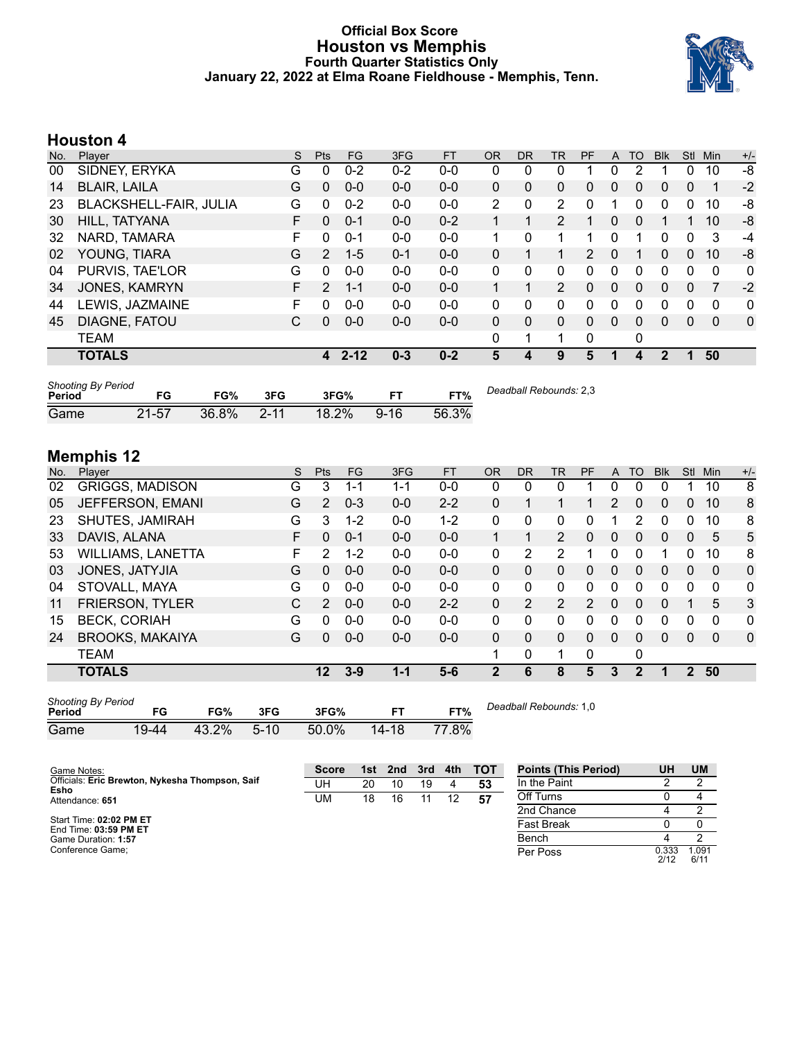# Official Box Score
## Houston vs Memphis
### Fourth Quarter Statistics Only
### January 22, 2022 at Elma Roane Fieldhouse - Memphis, Tenn.

## Houston 4

| No. | Player | S | Pts | FG | 3FG | FT | OR | DR | TR | PF | A | TO | Blk | Stl | Min | +/- |
|---|---|---|---|---|---|---|---|---|---|---|---|---|---|---|---|---|
| 00 | SIDNEY, ERYKA | G | 0 | 0-2 | 0-2 | 0-0 | 0 | 0 | 0 | 1 | 0 | 2 | 1 | 0 | 10 | -8 |
| 14 | BLAIR, LAILA | G | 0 | 0-0 | 0-0 | 0-0 | 0 | 0 | 0 | 0 | 0 | 0 | 0 | 0 | 1 | -2 |
| 23 | BLACKSHELL-FAIR, JULIA | G | 0 | 0-2 | 0-0 | 0-0 | 2 | 0 | 2 | 0 | 1 | 0 | 0 | 0 | 10 | -8 |
| 30 | HILL, TATYANA | F | 0 | 0-1 | 0-0 | 0-2 | 1 | 1 | 2 | 1 | 0 | 0 | 1 | 1 | 10 | -8 |
| 32 | NARD, TAMARA | F | 0 | 0-1 | 0-0 | 0-0 | 1 | 0 | 1 | 1 | 0 | 1 | 0 | 0 | 3 | -4 |
| 02 | YOUNG, TIARA | G | 2 | 1-5 | 0-1 | 0-0 | 0 | 1 | 1 | 2 | 0 | 1 | 0 | 0 | 10 | -8 |
| 04 | PURVIS, TAE'LOR | G | 0 | 0-0 | 0-0 | 0-0 | 0 | 0 | 0 | 0 | 0 | 0 | 0 | 0 | 0 | 0 |
| 34 | JONES, KAMRYN | F | 2 | 1-1 | 0-0 | 0-0 | 1 | 1 | 2 | 0 | 0 | 0 | 0 | 0 | 7 | -2 |
| 44 | LEWIS, JAZMAINE | F | 0 | 0-0 | 0-0 | 0-0 | 0 | 0 | 0 | 0 | 0 | 0 | 0 | 0 | 0 | 0 |
| 45 | DIAGNE, FATOU | C | 0 | 0-0 | 0-0 | 0-0 | 0 | 0 | 0 | 0 | 0 | 0 | 0 | 0 | 0 | 0 |
| | TEAM | | | | | | 0 | 1 | 1 | 0 | | 0 | | | | |
| | **TOTALS** | | **4** | **2-12** | **0-3** | **0-2** | **5** | **4** | **9** | **5** | **1** | **4** | **2** | **1** | **50** | |

*Shooting By Period*

| Period | FG | FG% | 3FG | 3FG% | FT | FT% |
|---|---|---|---|---|---|---|
| Game | 21-57 | 36.8% | 2-11 | 18.2% | 9-16 | 56.3% |

*Deadball Rebounds:* 2,3

## Memphis 12

| No. | Player | S | Pts | FG | 3FG | FT | OR | DR | TR | PF | A | TO | Blk | Stl | Min | +/- |
|---|---|---|---|---|---|---|---|---|---|---|---|---|---|---|---|---|
| 02 | GRIGGS, MADISON | G | 3 | 1-1 | 1-1 | 0-0 | 0 | 0 | 0 | 1 | 0 | 0 | 0 | 1 | 10 | 8 |
| 05 | JEFFERSON, EMANI | G | 2 | 0-3 | 0-0 | 2-2 | 0 | 1 | 1 | 1 | 2 | 0 | 0 | 0 | 10 | 8 |
| 23 | SHUTES, JAMIRAH | G | 3 | 1-2 | 0-0 | 1-2 | 0 | 0 | 0 | 0 | 1 | 2 | 0 | 0 | 10 | 8 |
| 33 | DAVIS, ALANA | F | 0 | 0-1 | 0-0 | 0-0 | 1 | 1 | 2 | 0 | 0 | 0 | 0 | 0 | 5 | 5 |
| 53 | WILLIAMS, LANETTA | F | 2 | 1-2 | 0-0 | 0-0 | 0 | 2 | 2 | 1 | 0 | 0 | 1 | 0 | 10 | 8 |
| 03 | JONES, JATYJIA | G | 0 | 0-0 | 0-0 | 0-0 | 0 | 0 | 0 | 0 | 0 | 0 | 0 | 0 | 0 | 0 |
| 04 | STOVALL, MAYA | G | 0 | 0-0 | 0-0 | 0-0 | 0 | 0 | 0 | 0 | 0 | 0 | 0 | 0 | 0 | 0 |
| 11 | FRIERSON, TYLER | C | 2 | 0-0 | 0-0 | 2-2 | 0 | 2 | 2 | 2 | 0 | 0 | 0 | 1 | 5 | 3 |
| 15 | BECK, CORIAH | G | 0 | 0-0 | 0-0 | 0-0 | 0 | 0 | 0 | 0 | 0 | 0 | 0 | 0 | 0 | 0 |
| 24 | BROOKS, MAKAIYA | G | 0 | 0-0 | 0-0 | 0-0 | 0 | 0 | 0 | 0 | 0 | 0 | 0 | 0 | 0 | 0 |
| | TEAM | | | | | | 1 | 0 | 1 | 0 | | 0 | | | | |
| | **TOTALS** | | **12** | **3-9** | **1-1** | **5-6** | **2** | **6** | **8** | **5** | **3** | **2** | **1** | **2** | **50** | |

*Shooting By Period*

| Period | FG | FG% | 3FG | 3FG% | FT | FT% |
|---|---|---|---|---|---|---|
| Game | 19-44 | 43.2% | 5-10 | 50.0% | 14-18 | 77.8% |

*Deadball Rebounds:* 1,0

Game Notes:
Officials: **Eric Brewton, Nykesha Thompson, Saif Esho**
Attendance: **651**

Start Time: **02:02 PM ET**
End Time: **03:59 PM ET**
Game Duration: **1:57**
Conference Game;

| Score | 1st | 2nd | 3rd | 4th | TOT |
|---|---|---|---|---|---|
| UH | 20 | 10 | 19 | 4 | **53** |
| UM | 18 | 16 | 11 | 12 | **57** |

| Points (This Period) | UH | UM |
|---|---|---|
| In the Paint | 2 | 2 |
| Off Turns | 0 | 4 |
| 2nd Chance | 4 | 2 |
| Fast Break | 0 | 0 |
| Bench | 4 | 2 |
| Per Poss | 0.333 2/12 | 1.091 6/11 |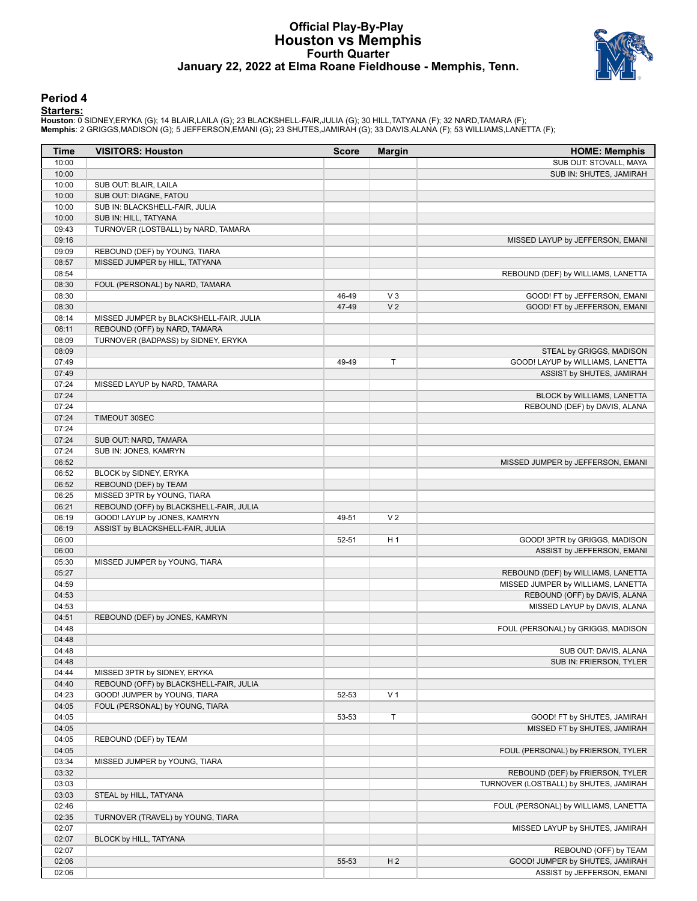# Official Play-By-Play
## Houston vs Memphis
### Fourth Quarter
### January 22, 2022 at Elma Roane Fieldhouse - Memphis, Tenn.

## Period 4

**Starters:**

**Houston**: 0 SIDNEY,ERYKA (G); 14 BLAIR,LAILA (G); 23 BLACKSHELL-FAIR,JULIA (G); 30 HILL,TATYANA (F); 32 NARD,TAMARA (F);
**Memphis**: 2 GRIGGS,MADISON (G); 5 JEFFERSON,EMANI (G); 23 SHUTES,JAMIRAH (G); 33 DAVIS,ALANA (F); 53 WILLIAMS,LANETTA (F);

| Time | VISITORS: Houston | Score | Margin | HOME: Memphis |
|---|---|---|---|---|
| 10:00 | | | | SUB OUT: STOVALL, MAYA |
| 10:00 | | | | SUB IN: SHUTES, JAMIRAH |
| 10:00 | SUB OUT: BLAIR, LAILA | | | |
| 10:00 | SUB OUT: DIAGNE, FATOU | | | |
| 10:00 | SUB IN: BLACKSHELL-FAIR, JULIA | | | |
| 10:00 | SUB IN: HILL, TATYANA | | | |
| 09:43 | TURNOVER (LOSTBALL) by NARD, TAMARA | | | |
| 09:16 | | | | MISSED LAYUP by JEFFERSON, EMANI |
| 09:09 | REBOUND (DEF) by YOUNG, TIARA | | | |
| 08:57 | MISSED JUMPER by HILL, TATYANA | | | |
| 08:54 | | | | REBOUND (DEF) by WILLIAMS, LANETTA |
| 08:30 | FOUL (PERSONAL) by NARD, TAMARA | | | |
| 08:30 | | 46-49 | V 3 | GOOD! FT by JEFFERSON, EMANI |
| 08:30 | | 47-49 | V 2 | GOOD! FT by JEFFERSON, EMANI |
| 08:14 | MISSED JUMPER by BLACKSHELL-FAIR, JULIA | | | |
| 08:11 | REBOUND (OFF) by NARD, TAMARA | | | |
| 08:09 | TURNOVER (BADPASS) by SIDNEY, ERYKA | | | |
| 08:09 | | | | STEAL by GRIGGS, MADISON |
| 07:49 | | 49-49 | T | GOOD! LAYUP by WILLIAMS, LANETTA |
| 07:49 | | | | ASSIST by SHUTES, JAMIRAH |
| 07:24 | MISSED LAYUP by NARD, TAMARA | | | |
| 07:24 | | | | BLOCK by WILLIAMS, LANETTA |
| 07:24 | | | | REBOUND (DEF) by DAVIS, ALANA |
| 07:24 | TIMEOUT 30SEC | | | |
| 07:24 | | | | |
| 07:24 | SUB OUT: NARD, TAMARA | | | |
| 07:24 | SUB IN: JONES, KAMRYN | | | |
| 06:52 | | | | MISSED JUMPER by JEFFERSON, EMANI |
| 06:52 | BLOCK by SIDNEY, ERYKA | | | |
| 06:52 | REBOUND (DEF) by TEAM | | | |
| 06:25 | MISSED 3PTR by YOUNG, TIARA | | | |
| 06:21 | REBOUND (OFF) by BLACKSHELL-FAIR, JULIA | | | |
| 06:19 | GOOD! LAYUP by JONES, KAMRYN | 49-51 | V 2 | |
| 06:19 | ASSIST by BLACKSHELL-FAIR, JULIA | | | |
| 06:00 | | 52-51 | H 1 | GOOD! 3PTR by GRIGGS, MADISON |
| 06:00 | | | | ASSIST by JEFFERSON, EMANI |
| 05:30 | MISSED JUMPER by YOUNG, TIARA | | | |
| 05:27 | | | | REBOUND (DEF) by WILLIAMS, LANETTA |
| 04:59 | | | | MISSED JUMPER by WILLIAMS, LANETTA |
| 04:53 | | | | REBOUND (OFF) by DAVIS, ALANA |
| 04:53 | | | | MISSED LAYUP by DAVIS, ALANA |
| 04:51 | REBOUND (DEF) by JONES, KAMRYN | | | |
| 04:48 | | | | FOUL (PERSONAL) by GRIGGS, MADISON |
| 04:48 | | | | |
| 04:48 | | | | SUB OUT: DAVIS, ALANA |
| 04:48 | | | | SUB IN: FRIERSON, TYLER |
| 04:44 | MISSED 3PTR by SIDNEY, ERYKA | | | |
| 04:40 | REBOUND (OFF) by BLACKSHELL-FAIR, JULIA | | | |
| 04:23 | GOOD! JUMPER by YOUNG, TIARA | 52-53 | V 1 | |
| 04:05 | FOUL (PERSONAL) by YOUNG, TIARA | | | |
| 04:05 | | 53-53 | T | GOOD! FT by SHUTES, JAMIRAH |
| 04:05 | | | | MISSED FT by SHUTES, JAMIRAH |
| 04:05 | REBOUND (DEF) by TEAM | | | |
| 04:05 | | | | FOUL (PERSONAL) by FRIERSON, TYLER |
| 03:34 | MISSED JUMPER by YOUNG, TIARA | | | |
| 03:32 | | | | REBOUND (DEF) by FRIERSON, TYLER |
| 03:03 | | | | TURNOVER (LOSTBALL) by SHUTES, JAMIRAH |
| 03:03 | STEAL by HILL, TATYANA | | | |
| 02:46 | | | | FOUL (PERSONAL) by WILLIAMS, LANETTA |
| 02:35 | TURNOVER (TRAVEL) by YOUNG, TIARA | | | |
| 02:07 | | | | MISSED LAYUP by SHUTES, JAMIRAH |
| 02:07 | BLOCK by HILL, TATYANA | | | |
| 02:07 | | | | REBOUND (OFF) by TEAM |
| 02:06 | | 55-53 | H 2 | GOOD! JUMPER by SHUTES, JAMIRAH |
| 02:06 | | | | ASSIST by JEFFERSON, EMANI |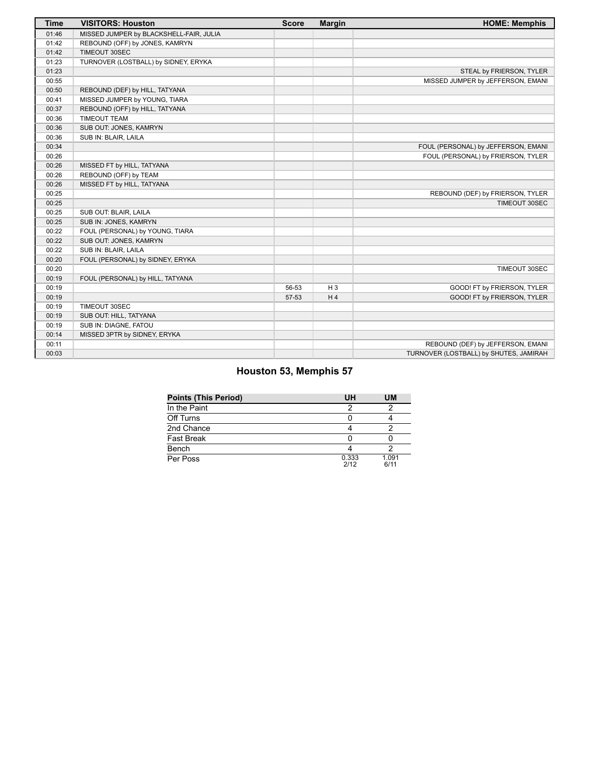| Time | VISITORS: Houston | Score | Margin | HOME: Memphis |
| --- | --- | --- | --- | --- |
| 01:46 | MISSED JUMPER by BLACKSHELL-FAIR, JULIA | | | |
| 01:42 | REBOUND (OFF) by JONES, KAMRYN | | | |
| 01:42 | TIMEOUT 30SEC | | | |
| 01:23 | TURNOVER (LOSTBALL) by SIDNEY, ERYKA | | | |
| 01:23 | | | | STEAL by FRIERSON, TYLER |
| 00:55 | | | | MISSED JUMPER by JEFFERSON, EMANI |
| 00:50 | REBOUND (DEF) by HILL, TATYANA | | | |
| 00:41 | MISSED JUMPER by YOUNG, TIARA | | | |
| 00:37 | REBOUND (OFF) by HILL, TATYANA | | | |
| 00:36 | TIMEOUT TEAM | | | |
| 00:36 | SUB OUT: JONES, KAMRYN | | | |
| 00:36 | SUB IN: BLAIR, LAILA | | | |
| 00:34 | | | | FOUL (PERSONAL) by JEFFERSON, EMANI |
| 00:26 | | | | FOUL (PERSONAL) by FRIERSON, TYLER |
| 00:26 | MISSED FT by HILL, TATYANA | | | |
| 00:26 | REBOUND (OFF) by TEAM | | | |
| 00:26 | MISSED FT by HILL, TATYANA | | | |
| 00:25 | | | | REBOUND (DEF) by FRIERSON, TYLER |
| 00:25 | | | | TIMEOUT 30SEC |
| 00:25 | SUB OUT: BLAIR, LAILA | | | |
| 00:25 | SUB IN: JONES, KAMRYN | | | |
| 00:22 | FOUL (PERSONAL) by YOUNG, TIARA | | | |
| 00:22 | SUB OUT: JONES, KAMRYN | | | |
| 00:22 | SUB IN: BLAIR, LAILA | | | |
| 00:20 | FOUL (PERSONAL) by SIDNEY, ERYKA | | | |
| 00:20 | | | | TIMEOUT 30SEC |
| 00:19 | FOUL (PERSONAL) by HILL, TATYANA | | | |
| 00:19 | | 56-53 | H 3 | GOOD! FT by FRIERSON, TYLER |
| 00:19 | | 57-53 | H 4 | GOOD! FT by FRIERSON, TYLER |
| 00:19 | TIMEOUT 30SEC | | | |
| 00:19 | SUB OUT: HILL, TATYANA | | | |
| 00:19 | SUB IN: DIAGNE, FATOU | | | |
| 00:14 | MISSED 3PTR by SIDNEY, ERYKA | | | |
| 00:11 | | | | REBOUND (DEF) by JEFFERSON, EMANI |
| 00:03 | | | | TURNOVER (LOSTBALL) by SHUTES, JAMIRAH |

## Houston 53, Memphis 57

| Points (This Period) | UH | UM |
| --- | --- | --- |
| In the Paint | 2 | 2 |
| Off Turns | 0 | 4 |
| 2nd Chance | 4 | 2 |
| Fast Break | 0 | 0 |
| Bench | 4 | 2 |
| Per Poss | 0.333 2/12 | 1.091 6/11 |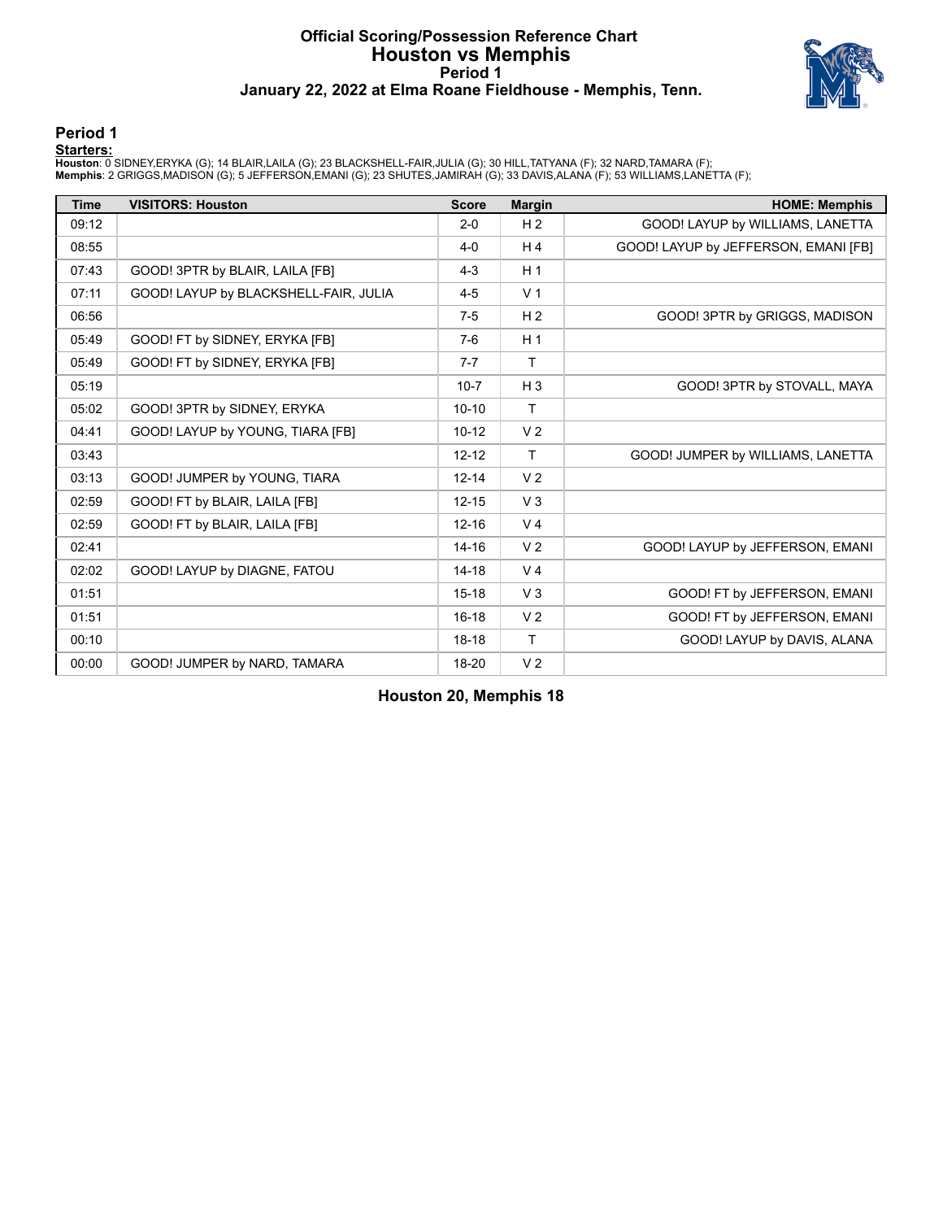# Official Scoring/Possession Reference Chart
## Houston vs Memphis
### Period 1
### January 22, 2022 at Elma Roane Fieldhouse - Memphis, Tenn.

## Period 1

**Starters:**

**Houston**: 0 SIDNEY,ERYKA (G); 14 BLAIR,LAILA (G); 23 BLACKSHELL-FAIR,JULIA (G); 30 HILL,TATYANA (F); 32 NARD,TAMARA (F);
**Memphis**: 2 GRIGGS,MADISON (G); 5 JEFFERSON,EMANI (G); 23 SHUTES,JAMIRAH (G); 33 DAVIS,ALANA (F); 53 WILLIAMS,LANETTA (F);

| Time | VISITORS: Houston | Score | Margin | HOME: Memphis |
|---|---|---|---|---|
| 09:12 | | 2-0 | H 2 | GOOD! LAYUP by WILLIAMS, LANETTA |
| 08:55 | | 4-0 | H 4 | GOOD! LAYUP by JEFFERSON, EMANI [FB] |
| 07:43 | GOOD! 3PTR by BLAIR, LAILA [FB] | 4-3 | H 1 | |
| 07:11 | GOOD! LAYUP by BLACKSHELL-FAIR, JULIA | 4-5 | V 1 | |
| 06:56 | | 7-5 | H 2 | GOOD! 3PTR by GRIGGS, MADISON |
| 05:49 | GOOD! FT by SIDNEY, ERYKA [FB] | 7-6 | H 1 | |
| 05:49 | GOOD! FT by SIDNEY, ERYKA [FB] | 7-7 | T | |
| 05:19 | | 10-7 | H 3 | GOOD! 3PTR by STOVALL, MAYA |
| 05:02 | GOOD! 3PTR by SIDNEY, ERYKA | 10-10 | T | |
| 04:41 | GOOD! LAYUP by YOUNG, TIARA [FB] | 10-12 | V 2 | |
| 03:43 | | 12-12 | T | GOOD! JUMPER by WILLIAMS, LANETTA |
| 03:13 | GOOD! JUMPER by YOUNG, TIARA | 12-14 | V 2 | |
| 02:59 | GOOD! FT by BLAIR, LAILA [FB] | 12-15 | V 3 | |
| 02:59 | GOOD! FT by BLAIR, LAILA [FB] | 12-16 | V 4 | |
| 02:41 | | 14-16 | V 2 | GOOD! LAYUP by JEFFERSON, EMANI |
| 02:02 | GOOD! LAYUP by DIAGNE, FATOU | 14-18 | V 4 | |
| 01:51 | | 15-18 | V 3 | GOOD! FT by JEFFERSON, EMANI |
| 01:51 | | 16-18 | V 2 | GOOD! FT by JEFFERSON, EMANI |
| 00:10 | | 18-18 | T | GOOD! LAYUP by DAVIS, ALANA |
| 00:00 | GOOD! JUMPER by NARD, TAMARA | 18-20 | V 2 | |

**Houston 20, Memphis 18**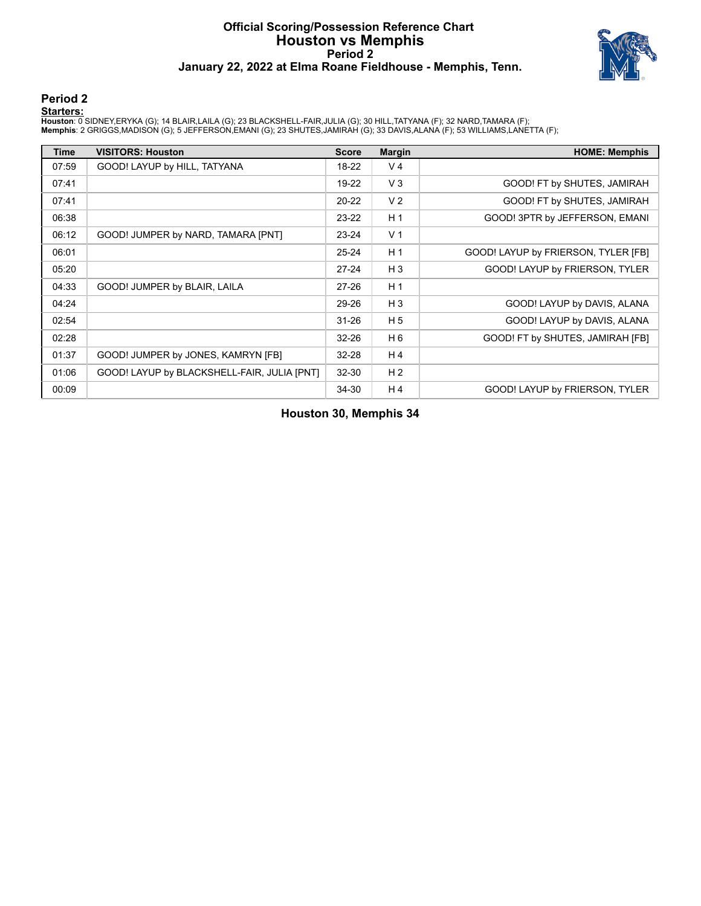# Official Scoring/Possession Reference Chart
## Houston vs Memphis
### Period 2
### January 22, 2022 at Elma Roane Fieldhouse - Memphis, Tenn.

## Period 2

**Starters:**

**Houston**: 0 SIDNEY,ERYKA (G); 14 BLAIR,LAILA (G); 23 BLACKSHELL-FAIR,JULIA (G); 30 HILL,TATYANA (F); 32 NARD,TAMARA (F);
**Memphis**: 2 GRIGGS,MADISON (G); 5 JEFFERSON,EMANI (G); 23 SHUTES,JAMIRAH (G); 33 DAVIS,ALANA (F); 53 WILLIAMS,LANETTA (F);

| Time | VISITORS: Houston | Score | Margin | HOME: Memphis |
|---|---|---|---|---|
| 07:59 | GOOD! LAYUP by HILL, TATYANA | 18-22 | V 4 | |
| 07:41 | | 19-22 | V 3 | GOOD! FT by SHUTES, JAMIRAH |
| 07:41 | | 20-22 | V 2 | GOOD! FT by SHUTES, JAMIRAH |
| 06:38 | | 23-22 | H 1 | GOOD! 3PTR by JEFFERSON, EMANI |
| 06:12 | GOOD! JUMPER by NARD, TAMARA [PNT] | 23-24 | V 1 | |
| 06:01 | | 25-24 | H 1 | GOOD! LAYUP by FRIERSON, TYLER [FB] |
| 05:20 | | 27-24 | H 3 | GOOD! LAYUP by FRIERSON, TYLER |
| 04:33 | GOOD! JUMPER by BLAIR, LAILA | 27-26 | H 1 | |
| 04:24 | | 29-26 | H 3 | GOOD! LAYUP by DAVIS, ALANA |
| 02:54 | | 31-26 | H 5 | GOOD! LAYUP by DAVIS, ALANA |
| 02:28 | | 32-26 | H 6 | GOOD! FT by SHUTES, JAMIRAH [FB] |
| 01:37 | GOOD! JUMPER by JONES, KAMRYN [FB] | 32-28 | H 4 | |
| 01:06 | GOOD! LAYUP by BLACKSHELL-FAIR, JULIA [PNT] | 32-30 | H 2 | |
| 00:09 | | 34-30 | H 4 | GOOD! LAYUP by FRIERSON, TYLER |

**Houston 30, Memphis 34**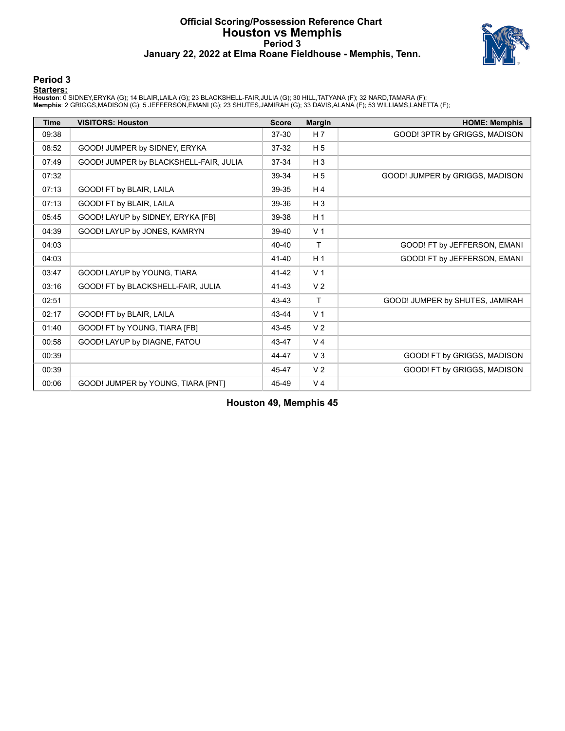# Official Scoring/Possession Reference Chart
## Houston vs Memphis
### Period 3
### January 22, 2022 at Elma Roane Fieldhouse - Memphis, Tenn.

## Period 3

**Starters:**

**Houston**: 0 SIDNEY,ERYKA (G); 14 BLAIR,LAILA (G); 23 BLACKSHELL-FAIR,JULIA (G); 30 HILL,TATYANA (F); 32 NARD,TAMARA (F);
**Memphis**: 2 GRIGGS,MADISON (G); 5 JEFFERSON,EMANI (G); 23 SHUTES,JAMIRAH (G); 33 DAVIS,ALANA (F); 53 WILLIAMS,LANETTA (F);

| Time | VISITORS: Houston | Score | Margin | HOME: Memphis |
|---|---|---|---|---|
| 09:38 | | 37-30 | H 7 | GOOD! 3PTR by GRIGGS, MADISON |
| 08:52 | GOOD! JUMPER by SIDNEY, ERYKA | 37-32 | H 5 | |
| 07:49 | GOOD! JUMPER by BLACKSHELL-FAIR, JULIA | 37-34 | H 3 | |
| 07:32 | | 39-34 | H 5 | GOOD! JUMPER by GRIGGS, MADISON |
| 07:13 | GOOD! FT by BLAIR, LAILA | 39-35 | H 4 | |
| 07:13 | GOOD! FT by BLAIR, LAILA | 39-36 | H 3 | |
| 05:45 | GOOD! LAYUP by SIDNEY, ERYKA [FB] | 39-38 | H 1 | |
| 04:39 | GOOD! LAYUP by JONES, KAMRYN | 39-40 | V 1 | |
| 04:03 | | 40-40 | T | GOOD! FT by JEFFERSON, EMANI |
| 04:03 | | 41-40 | H 1 | GOOD! FT by JEFFERSON, EMANI |
| 03:47 | GOOD! LAYUP by YOUNG, TIARA | 41-42 | V 1 | |
| 03:16 | GOOD! FT by BLACKSHELL-FAIR, JULIA | 41-43 | V 2 | |
| 02:51 | | 43-43 | T | GOOD! JUMPER by SHUTES, JAMIRAH |
| 02:17 | GOOD! FT by BLAIR, LAILA | 43-44 | V 1 | |
| 01:40 | GOOD! FT by YOUNG, TIARA [FB] | 43-45 | V 2 | |
| 00:58 | GOOD! LAYUP by DIAGNE, FATOU | 43-47 | V 4 | |
| 00:39 | | 44-47 | V 3 | GOOD! FT by GRIGGS, MADISON |
| 00:39 | | 45-47 | V 2 | GOOD! FT by GRIGGS, MADISON |
| 00:06 | GOOD! JUMPER by YOUNG, TIARA [PNT] | 45-49 | V 4 | |

**Houston 49, Memphis 45**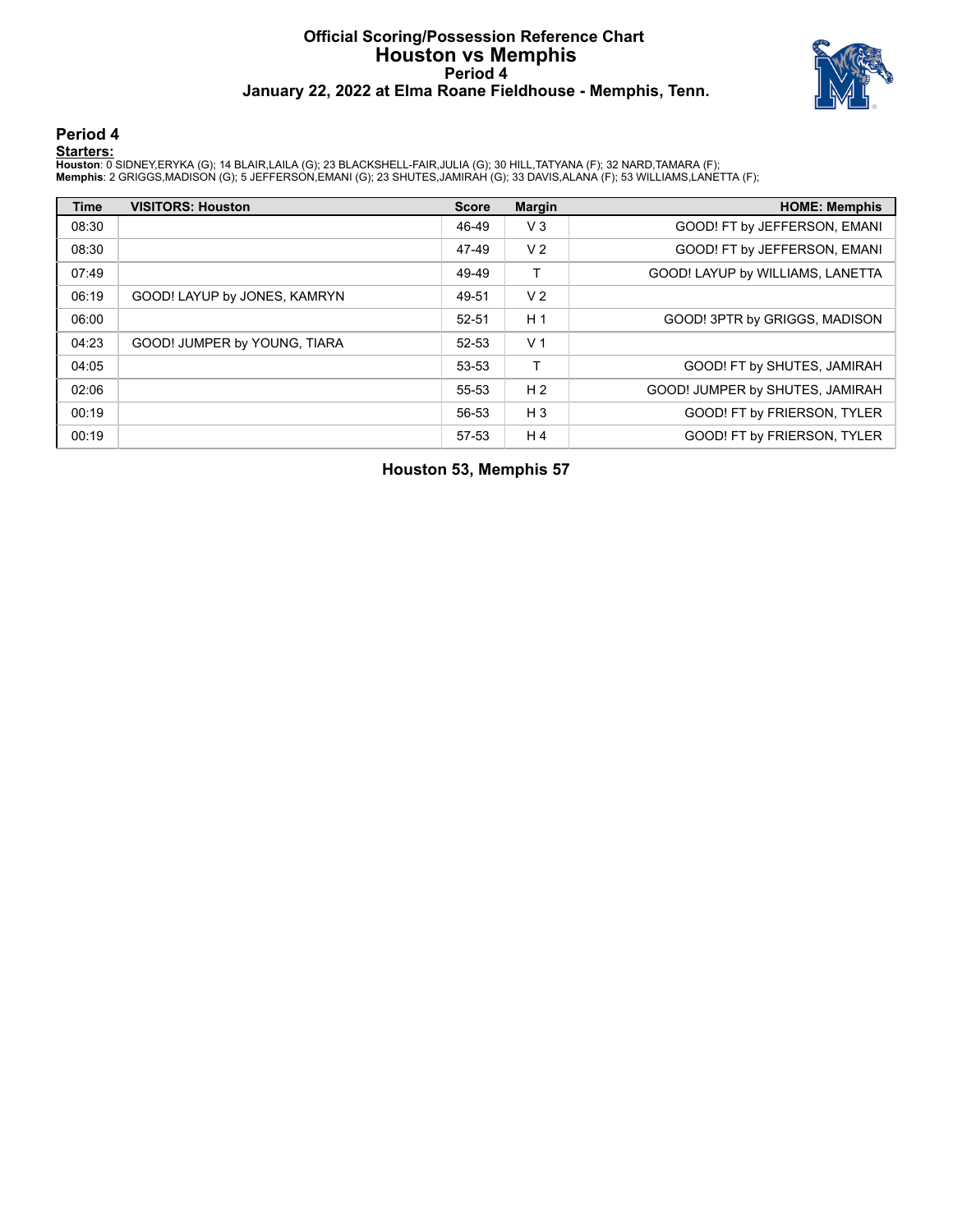# Official Scoring/Possession Reference Chart
## Houston vs Memphis
### Period 4
### January 22, 2022 at Elma Roane Fieldhouse - Memphis, Tenn.

## Period 4

**Starters:**

**Houston**: 0 SIDNEY,ERYKA (G); 14 BLAIR,LAILA (G); 23 BLACKSHELL-FAIR,JULIA (G); 30 HILL,TATYANA (F); 32 NARD,TAMARA (F);
**Memphis**: 2 GRIGGS,MADISON (G); 5 JEFFERSON,EMANI (G); 23 SHUTES,JAMIRAH (G); 33 DAVIS,ALANA (F); 53 WILLIAMS,LANETTA (F);

| Time | VISITORS: Houston | Score | Margin | HOME: Memphis |
|---|---|---|---|---|
| 08:30 | | 46-49 | V 3 | GOOD! FT by JEFFERSON, EMANI |
| 08:30 | | 47-49 | V 2 | GOOD! FT by JEFFERSON, EMANI |
| 07:49 | | 49-49 | T | GOOD! LAYUP by WILLIAMS, LANETTA |
| 06:19 | GOOD! LAYUP by JONES, KAMRYN | 49-51 | V 2 | |
| 06:00 | | 52-51 | H 1 | GOOD! 3PTR by GRIGGS, MADISON |
| 04:23 | GOOD! JUMPER by YOUNG, TIARA | 52-53 | V 1 | |
| 04:05 | | 53-53 | T | GOOD! FT by SHUTES, JAMIRAH |
| 02:06 | | 55-53 | H 2 | GOOD! JUMPER by SHUTES, JAMIRAH |
| 00:19 | | 56-53 | H 3 | GOOD! FT by FRIERSON, TYLER |
| 00:19 | | 57-53 | H 4 | GOOD! FT by FRIERSON, TYLER |

**Houston 53, Memphis 57**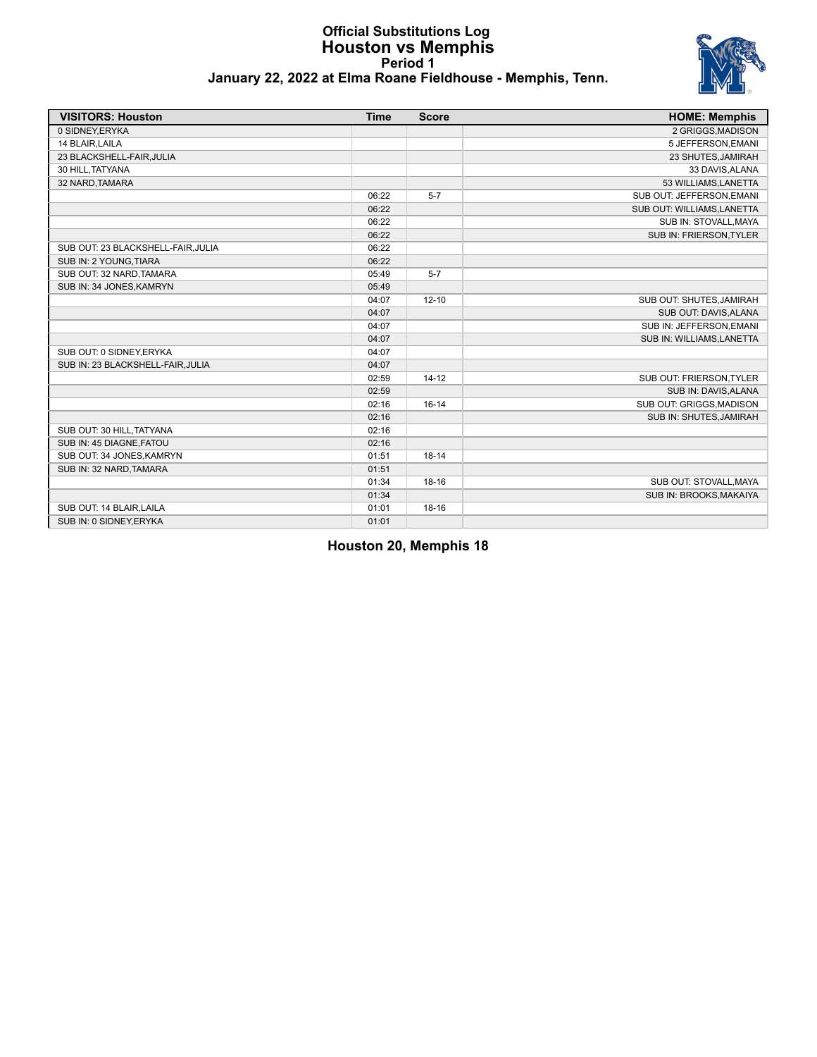# Official Substitutions Log
## Houston vs Memphis
### Period 1
### January 22, 2022 at Elma Roane Fieldhouse - Memphis, Tenn.

| VISITORS: Houston | Time | Score | HOME: Memphis |
|---|---|---|---|
| 0 SIDNEY,ERYKA | | | 2 GRIGGS,MADISON |
| 14 BLAIR,LAILA | | | 5 JEFFERSON,EMANI |
| 23 BLACKSHELL-FAIR,JULIA | | | 23 SHUTES,JAMIRAH |
| 30 HILL,TATYANA | | | 33 DAVIS,ALANA |
| 32 NARD,TAMARA | | | 53 WILLIAMS,LANETTA |
| | 06:22 | 5-7 | SUB OUT: JEFFERSON,EMANI |
| | 06:22 | | SUB OUT: WILLIAMS,LANETTA |
| | 06:22 | | SUB IN: STOVALL,MAYA |
| | 06:22 | | SUB IN: FRIERSON,TYLER |
| SUB OUT: 23 BLACKSHELL-FAIR,JULIA | 06:22 | | |
| SUB IN: 2 YOUNG,TIARA | 06:22 | | |
| SUB OUT: 32 NARD,TAMARA | 05:49 | 5-7 | |
| SUB IN: 34 JONES,KAMRYN | 05:49 | | |
| | 04:07 | 12-10 | SUB OUT: SHUTES,JAMIRAH |
| | 04:07 | | SUB OUT: DAVIS,ALANA |
| | 04:07 | | SUB IN: JEFFERSON,EMANI |
| | 04:07 | | SUB IN: WILLIAMS,LANETTA |
| SUB OUT: 0 SIDNEY,ERYKA | 04:07 | | |
| SUB IN: 23 BLACKSHELL-FAIR,JULIA | 04:07 | | |
| | 02:59 | 14-12 | SUB OUT: FRIERSON,TYLER |
| | 02:59 | | SUB IN: DAVIS,ALANA |
| | 02:16 | 16-14 | SUB OUT: GRIGGS,MADISON |
| | 02:16 | | SUB IN: SHUTES,JAMIRAH |
| SUB OUT: 30 HILL,TATYANA | 02:16 | | |
| SUB IN: 45 DIAGNE,FATOU | 02:16 | | |
| SUB OUT: 34 JONES,KAMRYN | 01:51 | 18-14 | |
| SUB IN: 32 NARD,TAMARA | 01:51 | | |
| | 01:34 | 18-16 | SUB OUT: STOVALL,MAYA |
| | 01:34 | | SUB IN: BROOKS,MAKAIYA |
| SUB OUT: 14 BLAIR,LAILA | 01:01 | 18-16 | |
| SUB IN: 0 SIDNEY,ERYKA | 01:01 | | |

**Houston 20, Memphis 18**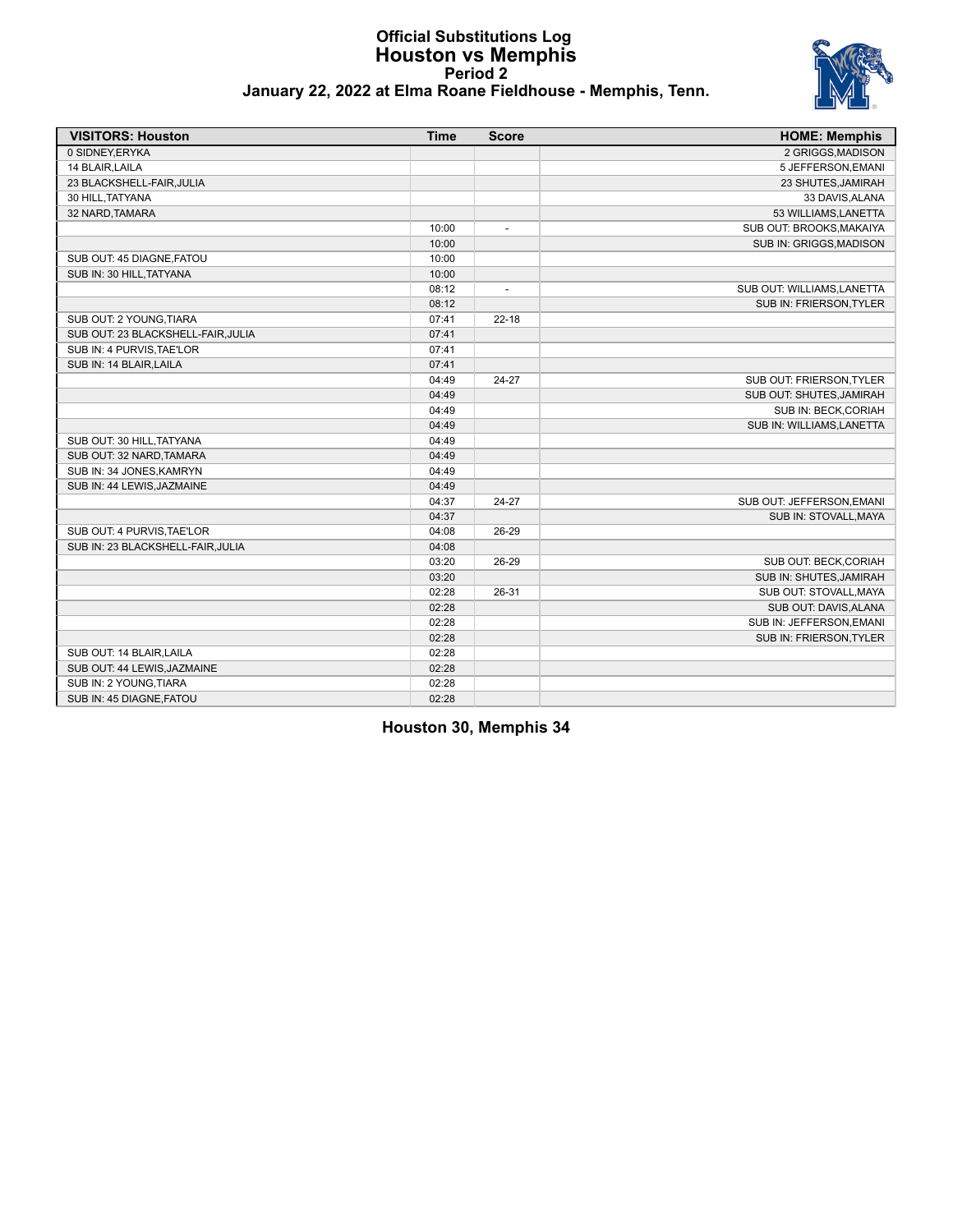# Official Substitutions Log
## Houston vs Memphis
### Period 2
### January 22, 2022 at Elma Roane Fieldhouse - Memphis, Tenn.

| VISITORS: Houston | Time | Score | HOME: Memphis |
|---|---|---|---|
| 0 SIDNEY,ERYKA | | | 2 GRIGGS,MADISON |
| 14 BLAIR,LAILA | | | 5 JEFFERSON,EMANI |
| 23 BLACKSHELL-FAIR,JULIA | | | 23 SHUTES,JAMIRAH |
| 30 HILL,TATYANA | | | 33 DAVIS,ALANA |
| 32 NARD,TAMARA | | | 53 WILLIAMS,LANETTA |
| | 10:00 | - | SUB OUT: BROOKS,MAKAIYA |
| | 10:00 | | SUB IN: GRIGGS,MADISON |
| SUB OUT: 45 DIAGNE,FATOU | 10:00 | | |
| SUB IN: 30 HILL,TATYANA | 10:00 | | |
| | 08:12 | - | SUB OUT: WILLIAMS,LANETTA |
| | 08:12 | | SUB IN: FRIERSON,TYLER |
| SUB OUT: 2 YOUNG,TIARA | 07:41 | 22-18 | |
| SUB OUT: 23 BLACKSHELL-FAIR,JULIA | 07:41 | | |
| SUB IN: 4 PURVIS,TAE'LOR | 07:41 | | |
| SUB IN: 14 BLAIR,LAILA | 07:41 | | |
| | 04:49 | 24-27 | SUB OUT: FRIERSON,TYLER |
| | 04:49 | | SUB OUT: SHUTES,JAMIRAH |
| | 04:49 | | SUB IN: BECK,CORIAH |
| | 04:49 | | SUB IN: WILLIAMS,LANETTA |
| SUB OUT: 30 HILL,TATYANA | 04:49 | | |
| SUB OUT: 32 NARD,TAMARA | 04:49 | | |
| SUB IN: 34 JONES,KAMRYN | 04:49 | | |
| SUB IN: 44 LEWIS,JAZMAINE | 04:49 | | |
| | 04:37 | 24-27 | SUB OUT: JEFFERSON,EMANI |
| | 04:37 | | SUB IN: STOVALL,MAYA |
| SUB OUT: 4 PURVIS,TAE'LOR | 04:08 | 26-29 | |
| SUB IN: 23 BLACKSHELL-FAIR,JULIA | 04:08 | | |
| | 03:20 | 26-29 | SUB OUT: BECK,CORIAH |
| | 03:20 | | SUB IN: SHUTES,JAMIRAH |
| | 02:28 | 26-31 | SUB OUT: STOVALL,MAYA |
| | 02:28 | | SUB OUT: DAVIS,ALANA |
| | 02:28 | | SUB IN: JEFFERSON,EMANI |
| | 02:28 | | SUB IN: FRIERSON,TYLER |
| SUB OUT: 14 BLAIR,LAILA | 02:28 | | |
| SUB OUT: 44 LEWIS,JAZMAINE | 02:28 | | |
| SUB IN: 2 YOUNG,TIARA | 02:28 | | |
| SUB IN: 45 DIAGNE,FATOU | 02:28 | | |

**Houston 30, Memphis 34**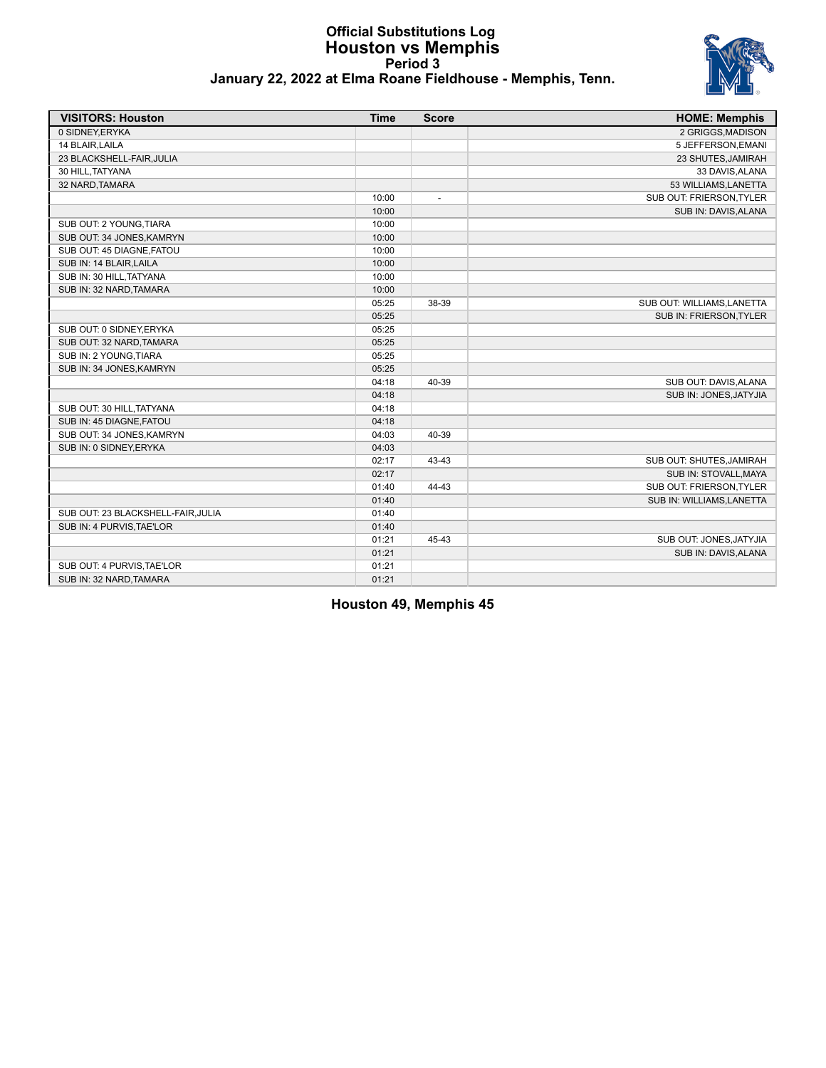# Official Substitutions Log
## Houston vs Memphis
### Period 3
### January 22, 2022 at Elma Roane Fieldhouse - Memphis, Tenn.

| VISITORS: Houston | Time | Score | HOME: Memphis |
|---|---|---|---|
| 0 SIDNEY,ERYKA | | | 2 GRIGGS,MADISON |
| 14 BLAIR,LAILA | | | 5 JEFFERSON,EMANI |
| 23 BLACKSHELL-FAIR,JULIA | | | 23 SHUTES,JAMIRAH |
| 30 HILL,TATYANA | | | 33 DAVIS,ALANA |
| 32 NARD,TAMARA | | | 53 WILLIAMS,LANETTA |
| | 10:00 | - | SUB OUT: FRIERSON,TYLER |
| | 10:00 | | SUB IN: DAVIS,ALANA |
| SUB OUT: 2 YOUNG,TIARA | 10:00 | | |
| SUB OUT: 34 JONES,KAMRYN | 10:00 | | |
| SUB OUT: 45 DIAGNE,FATOU | 10:00 | | |
| SUB IN: 14 BLAIR,LAILA | 10:00 | | |
| SUB IN: 30 HILL,TATYANA | 10:00 | | |
| SUB IN: 32 NARD,TAMARA | 10:00 | | |
| | 05:25 | 38-39 | SUB OUT: WILLIAMS,LANETTA |
| | 05:25 | | SUB IN: FRIERSON,TYLER |
| SUB OUT: 0 SIDNEY,ERYKA | 05:25 | | |
| SUB OUT: 32 NARD,TAMARA | 05:25 | | |
| SUB IN: 2 YOUNG,TIARA | 05:25 | | |
| SUB IN: 34 JONES,KAMRYN | 05:25 | | |
| | 04:18 | 40-39 | SUB OUT: DAVIS,ALANA |
| | 04:18 | | SUB IN: JONES,JATYJIA |
| SUB OUT: 30 HILL,TATYANA | 04:18 | | |
| SUB IN: 45 DIAGNE,FATOU | 04:18 | | |
| SUB OUT: 34 JONES,KAMRYN | 04:03 | 40-39 | |
| SUB IN: 0 SIDNEY,ERYKA | 04:03 | | |
| | 02:17 | 43-43 | SUB OUT: SHUTES,JAMIRAH |
| | 02:17 | | SUB IN: STOVALL,MAYA |
| | 01:40 | 44-43 | SUB OUT: FRIERSON,TYLER |
| | 01:40 | | SUB IN: WILLIAMS,LANETTA |
| SUB OUT: 23 BLACKSHELL-FAIR,JULIA | 01:40 | | |
| SUB IN: 4 PURVIS,TAE'LOR | 01:40 | | |
| | 01:21 | 45-43 | SUB OUT: JONES,JATYJIA |
| | 01:21 | | SUB IN: DAVIS,ALANA |
| SUB OUT: 4 PURVIS,TAE'LOR | 01:21 | | |
| SUB IN: 32 NARD,TAMARA | 01:21 | | |

**Houston 49, Memphis 45**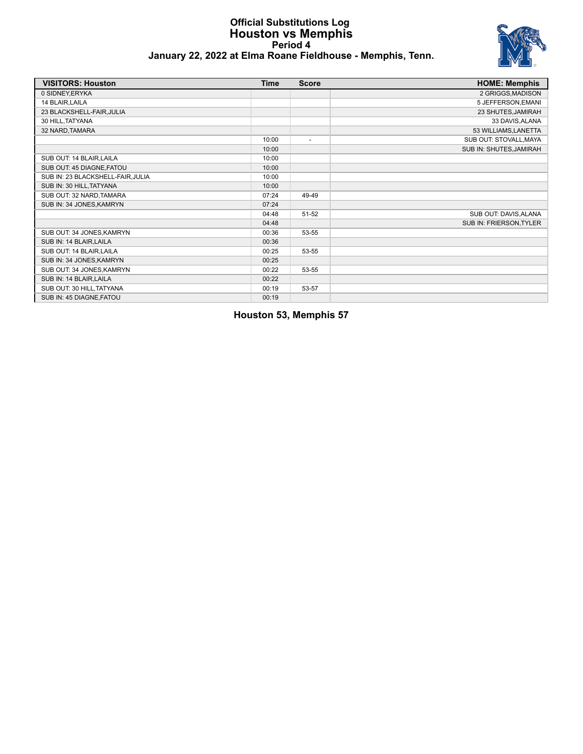# Official Substitutions Log
## Houston vs Memphis
### Period 4
### January 22, 2022 at Elma Roane Fieldhouse - Memphis, Tenn.

| VISITORS: Houston | Time | Score | HOME: Memphis |
|---|---|---|---|
| 0 SIDNEY,ERYKA | | | 2 GRIGGS,MADISON |
| 14 BLAIR,LAILA | | | 5 JEFFERSON,EMANI |
| 23 BLACKSHELL-FAIR,JULIA | | | 23 SHUTES,JAMIRAH |
| 30 HILL,TATYANA | | | 33 DAVIS,ALANA |
| 32 NARD,TAMARA | | | 53 WILLIAMS,LANETTA |
| | 10:00 | - | SUB OUT: STOVALL,MAYA |
| | 10:00 | | SUB IN: SHUTES,JAMIRAH |
| SUB OUT: 14 BLAIR,LAILA | 10:00 | | |
| SUB OUT: 45 DIAGNE,FATOU | 10:00 | | |
| SUB IN: 23 BLACKSHELL-FAIR,JULIA | 10:00 | | |
| SUB IN: 30 HILL,TATYANA | 10:00 | | |
| SUB OUT: 32 NARD,TAMARA | 07:24 | 49-49 | |
| SUB IN: 34 JONES,KAMRYN | 07:24 | | |
| | 04:48 | 51-52 | SUB OUT: DAVIS,ALANA |
| | 04:48 | | SUB IN: FRIERSON,TYLER |
| SUB OUT: 34 JONES,KAMRYN | 00:36 | 53-55 | |
| SUB IN: 14 BLAIR,LAILA | 00:36 | | |
| SUB OUT: 14 BLAIR,LAILA | 00:25 | 53-55 | |
| SUB IN: 34 JONES,KAMRYN | 00:25 | | |
| SUB OUT: 34 JONES,KAMRYN | 00:22 | 53-55 | |
| SUB IN: 14 BLAIR,LAILA | 00:22 | | |
| SUB OUT: 30 HILL,TATYANA | 00:19 | 53-57 | |
| SUB IN: 45 DIAGNE,FATOU | 00:19 | | |

**Houston 53, Memphis 57**